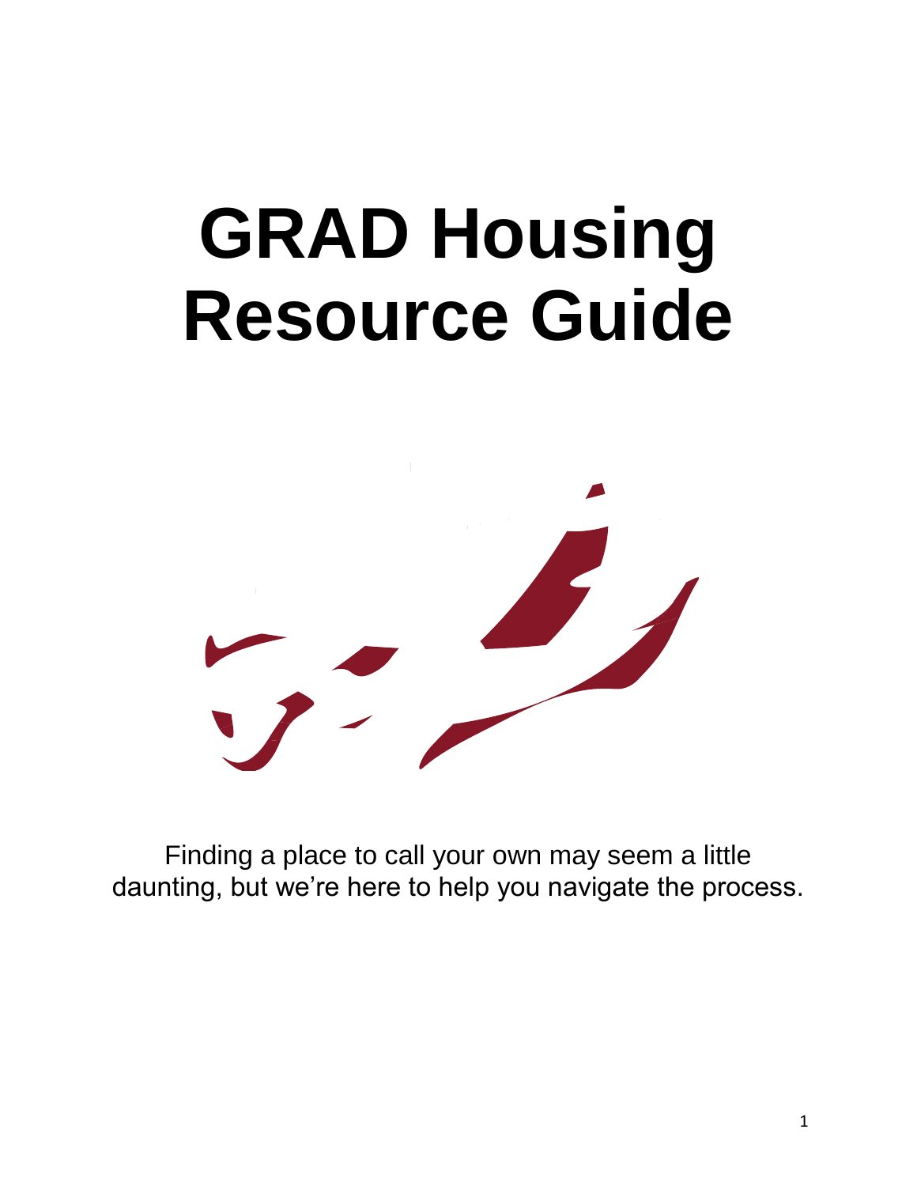# GRAD Housing Resource Guide

Finding a place to call your own may seem a little daunting, but we're here to help you navigate the process.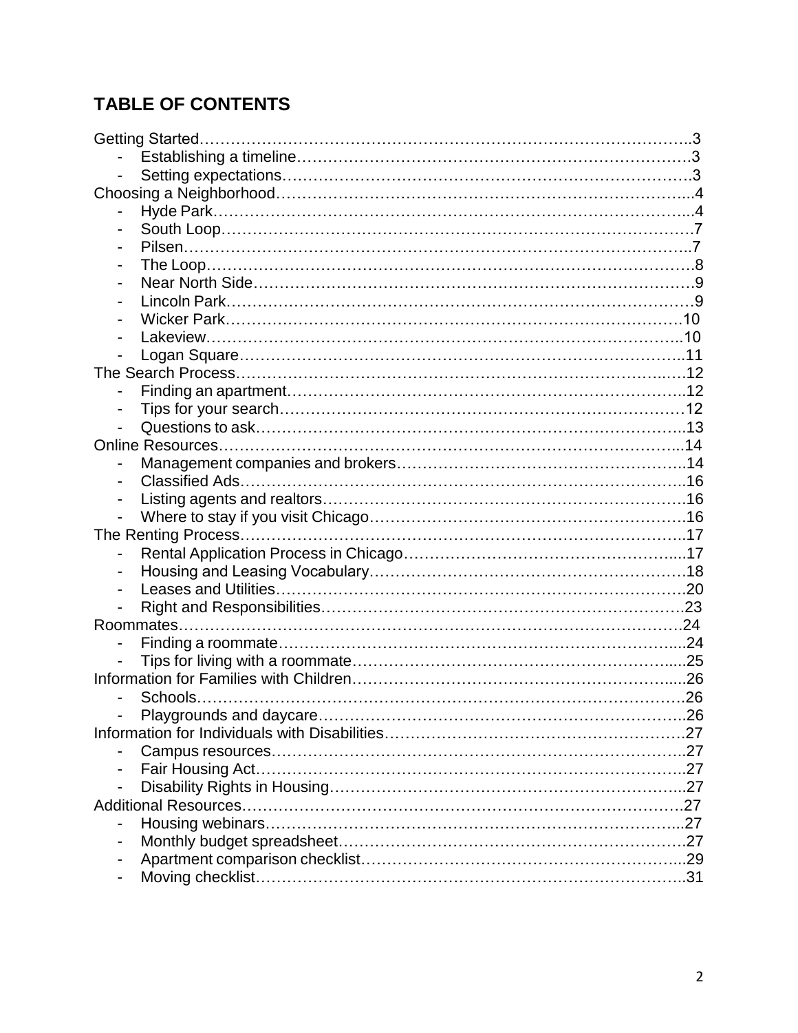# TABLE OF CONTENTS

Getting Started……………………………………………………………………………………..3
- Establishing a timeline…………………………………………………………………….3
- Setting expectations……………………………………………………………………….3

Choosing a Neighborhood…………………………………………………………………...4
- Hyde Park……………………………………………………………………………...4
- South Loop……………………………………………………………………………7
- Pilsen………………………………………………………………………………….7
- The Loop……………………………………………………………………………….8
- Near North Side……………………………………………………………………….9
- Lincoln Park…………………………………………………………………………9
- Wicker Park…………………………………………………………………………10
- Lakeview……………………………………………………………………………..10
- Logan Square…………………………………………………………………………..11

The Search Process………………………………………………………………………..…12
- Finding an apartment…………………………………………………………………..12
- Tips for your search…………………………………………………………………12
- Questions to ask………………………………………………………………………..13

Online Resources……………………………………………………………………………...14
- Management companies and brokers………………………………………………..14
- Classified Ads…………………………………………………………………………..16
- Listing agents and realtors……………………………………………………………16
- Where to stay if you visit Chicago…………………………………………………….16

The Renting Process…………………………………………………………………………..17
- Rental Application Process in Chicago………………………………………………....17
- Housing and Leasing Vocabulary……………………………………………………18
- Leases and Utilities……………………………………………………………………….20
- Right and Responsibilities……………………………………………………………….23

Roommates…………………………………………………………………………………….24
- Finding a roommate……………………………………………………………………...24
- Tips for living with a roommate…………………………………………………….....25

Information for Families with Children…………………………………………………......26
- Schools………………………………………………………………………………….26
- Playgrounds and daycare………………………………………………………………..26

Information for Individuals with Disabilities………………………………………………….27
- Campus resources………………………………………………………………………..27
- Fair Housing Act…………………………………………………………………………..27
- Disability Rights in Housing……………………………………………………………...27

Additional Resources…………………………………………………………………………27
- Housing webinars…………………………………………………………………….…...27
- Monthly budget spreadsheet……………………………………………………………….27
- Apartment comparison checklist……………………………………………………......29
- Moving checklist…………………………………………………………………………..31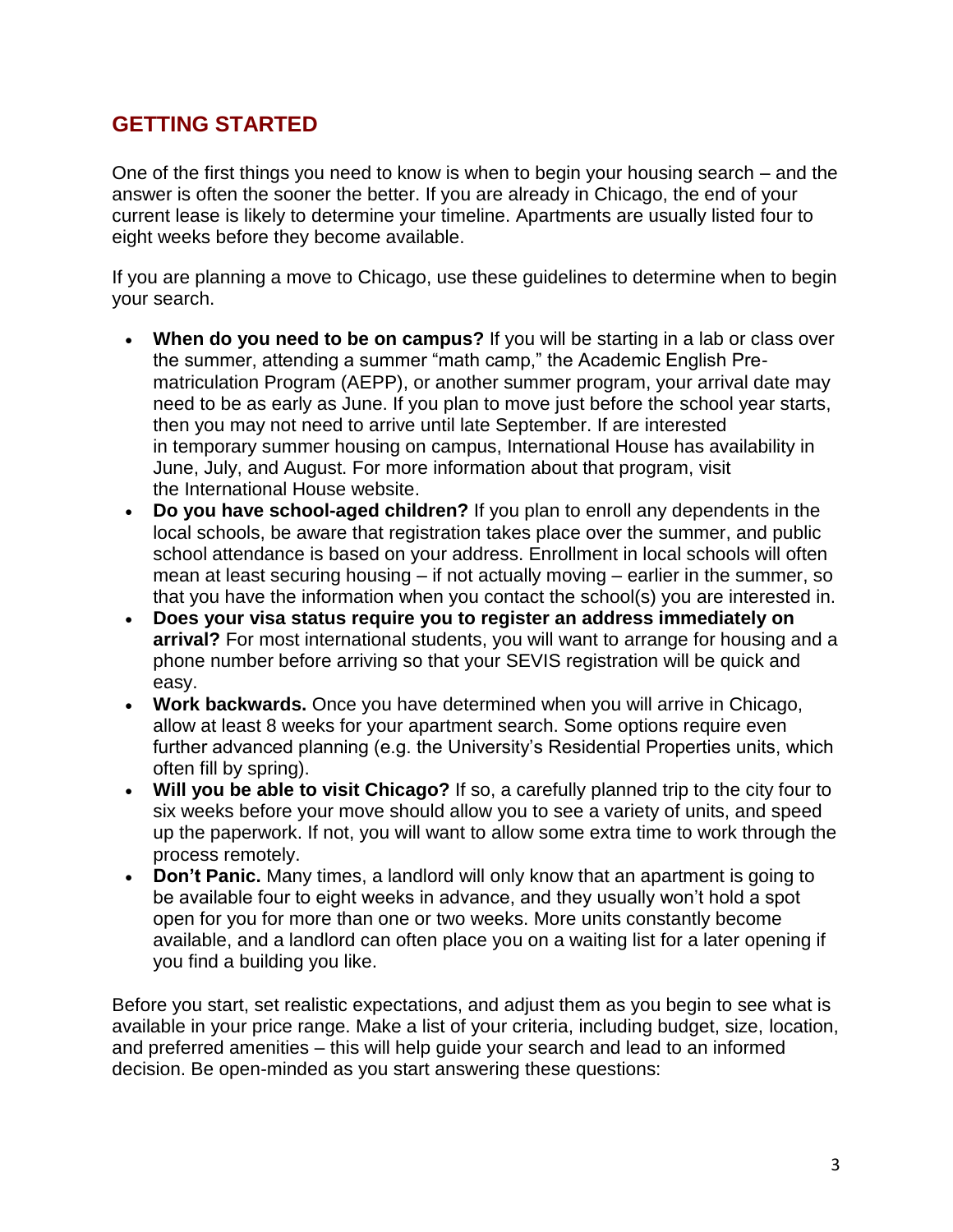## GETTING STARTED

One of the first things you need to know is when to begin your housing search – and the answer is often the sooner the better. If you are already in Chicago, the end of your current lease is likely to determine your timeline. Apartments are usually listed four to eight weeks before they become available.

If you are planning a move to Chicago, use these guidelines to determine when to begin your search.

- **When do you need to be on campus?** If you will be starting in a lab or class over the summer, attending a summer "math camp," the Academic English Pre-matriculation Program (AEPP), or another summer program, your arrival date may need to be as early as June. If you plan to move just before the school year starts, then you may not need to arrive until late September. If are interested in temporary summer housing on campus, International House has availability in June, July, and August. For more information about that program, visit the International House website.
- **Do you have school-aged children?** If you plan to enroll any dependents in the local schools, be aware that registration takes place over the summer, and public school attendance is based on your address. Enrollment in local schools will often mean at least securing housing – if not actually moving – earlier in the summer, so that you have the information when you contact the school(s) you are interested in.
- **Does your visa status require you to register an address immediately on arrival?** For most international students, you will want to arrange for housing and a phone number before arriving so that your SEVIS registration will be quick and easy.
- **Work backwards.** Once you have determined when you will arrive in Chicago, allow at least 8 weeks for your apartment search. Some options require even further advanced planning (e.g. the University's Residential Properties units, which often fill by spring).
- **Will you be able to visit Chicago?** If so, a carefully planned trip to the city four to six weeks before your move should allow you to see a variety of units, and speed up the paperwork. If not, you will want to allow some extra time to work through the process remotely.
- **Don't Panic.** Many times, a landlord will only know that an apartment is going to be available four to eight weeks in advance, and they usually won't hold a spot open for you for more than one or two weeks. More units constantly become available, and a landlord can often place you on a waiting list for a later opening if you find a building you like.

Before you start, set realistic expectations, and adjust them as you begin to see what is available in your price range. Make a list of your criteria, including budget, size, location, and preferred amenities – this will help guide your search and lead to an informed decision. Be open-minded as you start answering these questions: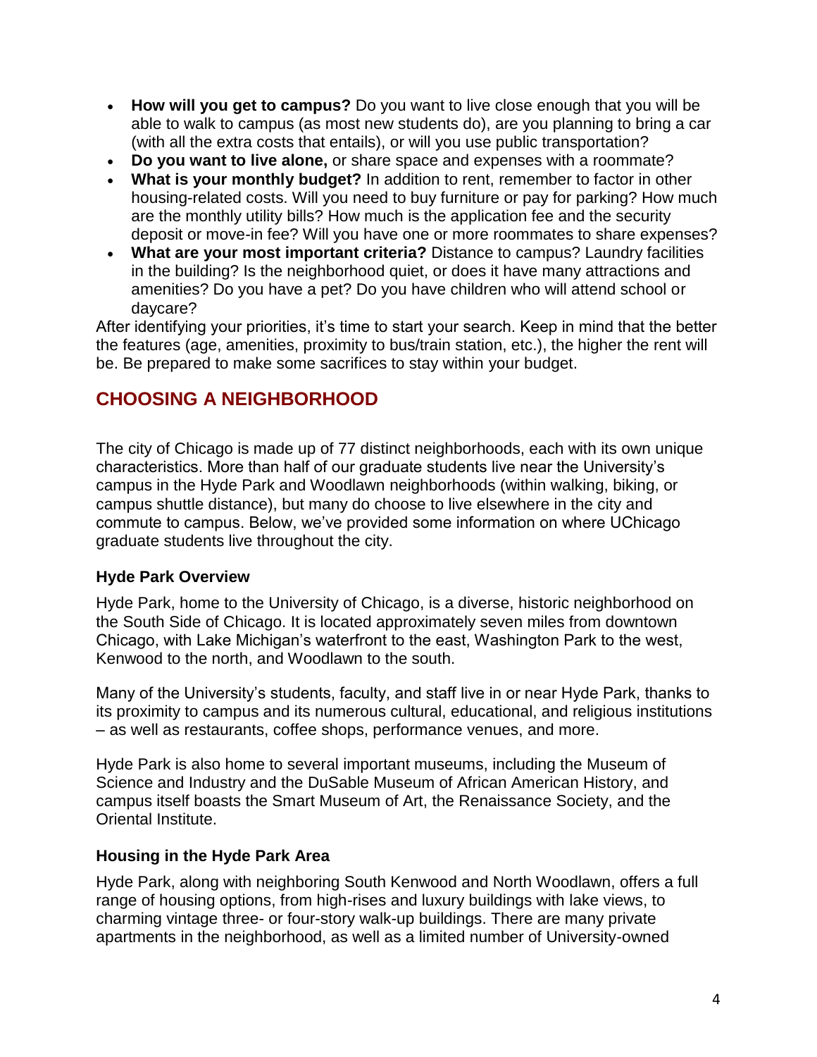- **How will you get to campus?** Do you want to live close enough that you will be able to walk to campus (as most new students do), are you planning to bring a car (with all the extra costs that entails), or will you use public transportation?
- **Do you want to live alone,** or share space and expenses with a roommate?
- **What is your monthly budget?** In addition to rent, remember to factor in other housing-related costs. Will you need to buy furniture or pay for parking? How much are the monthly utility bills? How much is the application fee and the security deposit or move-in fee? Will you have one or more roommates to share expenses?
- **What are your most important criteria?** Distance to campus? Laundry facilities in the building? Is the neighborhood quiet, or does it have many attractions and amenities? Do you have a pet? Do you have children who will attend school or daycare?

After identifying your priorities, it's time to start your search. Keep in mind that the better the features (age, amenities, proximity to bus/train station, etc.), the higher the rent will be. Be prepared to make some sacrifices to stay within your budget.

## CHOOSING A NEIGHBORHOOD

The city of Chicago is made up of 77 distinct neighborhoods, each with its own unique characteristics. More than half of our graduate students live near the University's campus in the Hyde Park and Woodlawn neighborhoods (within walking, biking, or campus shuttle distance), but many do choose to live elsewhere in the city and commute to campus. Below, we've provided some information on where UChicago graduate students live throughout the city.

### Hyde Park Overview

Hyde Park, home to the University of Chicago, is a diverse, historic neighborhood on the South Side of Chicago. It is located approximately seven miles from downtown Chicago, with Lake Michigan's waterfront to the east, Washington Park to the west, Kenwood to the north, and Woodlawn to the south.

Many of the University's students, faculty, and staff live in or near Hyde Park, thanks to its proximity to campus and its numerous cultural, educational, and religious institutions – as well as restaurants, coffee shops, performance venues, and more.

Hyde Park is also home to several important museums, including the Museum of Science and Industry and the DuSable Museum of African American History, and campus itself boasts the Smart Museum of Art, the Renaissance Society, and the Oriental Institute.

### Housing in the Hyde Park Area

Hyde Park, along with neighboring South Kenwood and North Woodlawn, offers a full range of housing options, from high-rises and luxury buildings with lake views, to charming vintage three- or four-story walk-up buildings. There are many private apartments in the neighborhood, as well as a limited number of University-owned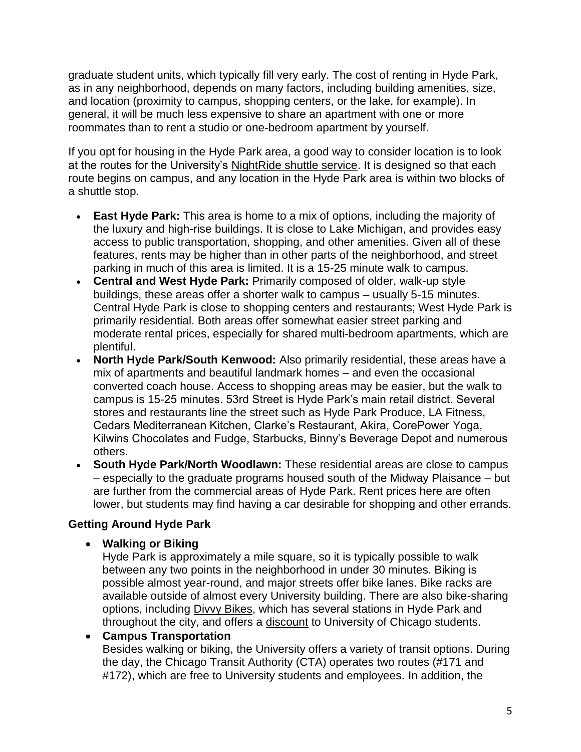graduate student units, which typically fill very early. The cost of renting in Hyde Park, as in any neighborhood, depends on many factors, including building amenities, size, and location (proximity to campus, shopping centers, or the lake, for example). In general, it will be much less expensive to share an apartment with one or more roommates than to rent a studio or one-bedroom apartment by yourself.

If you opt for housing in the Hyde Park area, a good way to consider location is to look at the routes for the University's NightRide shuttle service. It is designed so that each route begins on campus, and any location in the Hyde Park area is within two blocks of a shuttle stop.

- **East Hyde Park:** This area is home to a mix of options, including the majority of the luxury and high-rise buildings. It is close to Lake Michigan, and provides easy access to public transportation, shopping, and other amenities. Given all of these features, rents may be higher than in other parts of the neighborhood, and street parking in much of this area is limited. It is a 15-25 minute walk to campus.
- **Central and West Hyde Park:** Primarily composed of older, walk-up style buildings, these areas offer a shorter walk to campus – usually 5-15 minutes. Central Hyde Park is close to shopping centers and restaurants; West Hyde Park is primarily residential. Both areas offer somewhat easier street parking and moderate rental prices, especially for shared multi-bedroom apartments, which are plentiful.
- **North Hyde Park/South Kenwood:** Also primarily residential, these areas have a mix of apartments and beautiful landmark homes – and even the occasional converted coach house. Access to shopping areas may be easier, but the walk to campus is 15-25 minutes. 53rd Street is Hyde Park's main retail district. Several stores and restaurants line the street such as Hyde Park Produce, LA Fitness, Cedars Mediterranean Kitchen, Clarke's Restaurant, Akira, CorePower Yoga, Kilwins Chocolates and Fudge, Starbucks, Binny's Beverage Depot and numerous others.
- **South Hyde Park/North Woodlawn:** These residential areas are close to campus – especially to the graduate programs housed south of the Midway Plaisance – but are further from the commercial areas of Hyde Park. Rent prices here are often lower, but students may find having a car desirable for shopping and other errands.

### Getting Around Hyde Park

- **Walking or Biking**
  Hyde Park is approximately a mile square, so it is typically possible to walk between any two points in the neighborhood in under 30 minutes. Biking is possible almost year-round, and major streets offer bike lanes. Bike racks are available outside of almost every University building. There are also bike-sharing options, including Divvy Bikes, which has several stations in Hyde Park and throughout the city, and offers a discount to University of Chicago students.
- **Campus Transportation**
  Besides walking or biking, the University offers a variety of transit options. During the day, the Chicago Transit Authority (CTA) operates two routes (#171 and #172), which are free to University students and employees. In addition, the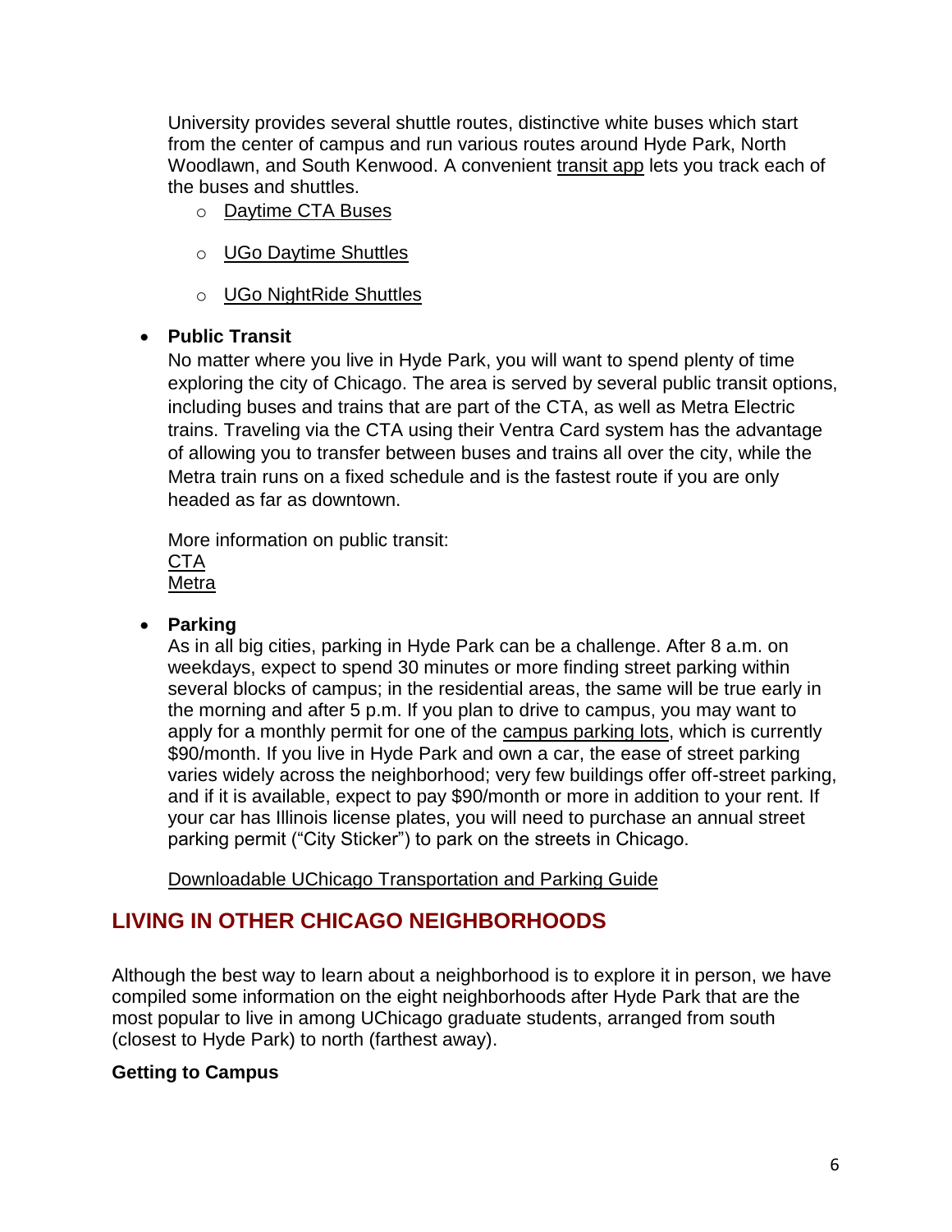University provides several shuttle routes, distinctive white buses which start from the center of campus and run various routes around Hyde Park, North Woodlawn, and South Kenwood. A convenient transit app lets you track each of the buses and shuttles.

- Daytime CTA Buses
- UGo Daytime Shuttles
- UGo NightRide Shuttles

- **Public Transit**
  No matter where you live in Hyde Park, you will want to spend plenty of time exploring the city of Chicago. The area is served by several public transit options, including buses and trains that are part of the CTA, as well as Metra Electric trains. Traveling via the CTA using their Ventra Card system has the advantage of allowing you to transfer between buses and trains all over the city, while the Metra train runs on a fixed schedule and is the fastest route if you are only headed as far as downtown.

  More information on public transit:
  CTA
  Metra

- **Parking**
  As in all big cities, parking in Hyde Park can be a challenge. After 8 a.m. on weekdays, expect to spend 30 minutes or more finding street parking within several blocks of campus; in the residential areas, the same will be true early in the morning and after 5 p.m. If you plan to drive to campus, you may want to apply for a monthly permit for one of the campus parking lots, which is currently $90/month. If you live in Hyde Park and own a car, the ease of street parking varies widely across the neighborhood; very few buildings offer off-street parking, and if it is available, expect to pay $90/month or more in addition to your rent. If your car has Illinois license plates, you will need to purchase an annual street parking permit ("City Sticker") to park on the streets in Chicago.

  Downloadable UChicago Transportation and Parking Guide

## LIVING IN OTHER CHICAGO NEIGHBORHOODS

Although the best way to learn about a neighborhood is to explore it in person, we have compiled some information on the eight neighborhoods after Hyde Park that are the most popular to live in among UChicago graduate students, arranged from south (closest to Hyde Park) to north (farthest away).

**Getting to Campus**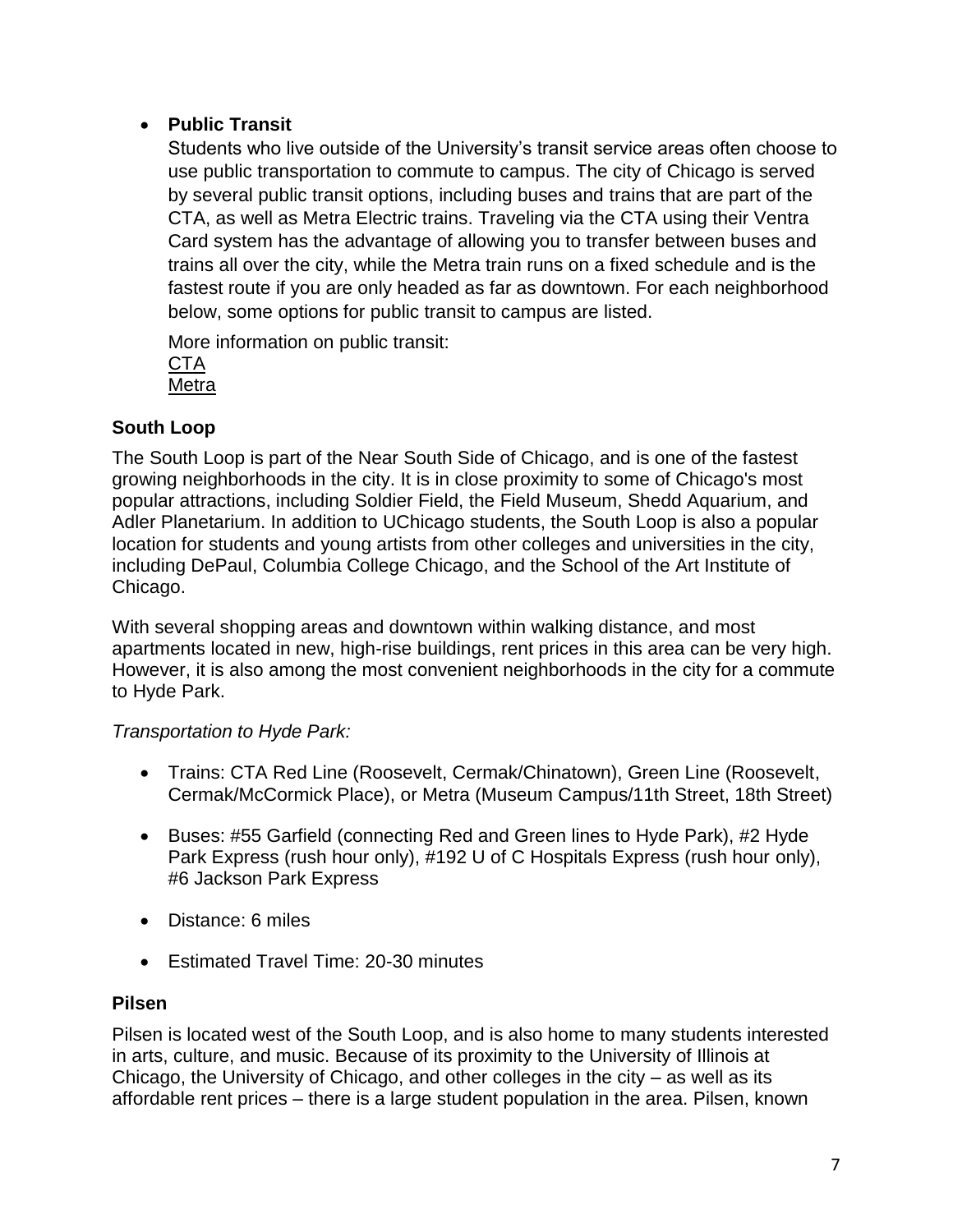- **Public Transit**

  Students who live outside of the University's transit service areas often choose to use public transportation to commute to campus. The city of Chicago is served by several public transit options, including buses and trains that are part of the CTA, as well as Metra Electric trains. Traveling via the CTA using their Ventra Card system has the advantage of allowing you to transfer between buses and trains all over the city, while the Metra train runs on a fixed schedule and is the fastest route if you are only headed as far as downtown. For each neighborhood below, some options for public transit to campus are listed.

  More information on public transit:
  CTA
  Metra

### South Loop

The South Loop is part of the Near South Side of Chicago, and is one of the fastest growing neighborhoods in the city. It is in close proximity to some of Chicago's most popular attractions, including Soldier Field, the Field Museum, Shedd Aquarium, and Adler Planetarium. In addition to UChicago students, the South Loop is also a popular location for students and young artists from other colleges and universities in the city, including DePaul, Columbia College Chicago, and the School of the Art Institute of Chicago.

With several shopping areas and downtown within walking distance, and most apartments located in new, high-rise buildings, rent prices in this area can be very high. However, it is also among the most convenient neighborhoods in the city for a commute to Hyde Park.

*Transportation to Hyde Park:*

- Trains: CTA Red Line (Roosevelt, Cermak/Chinatown), Green Line (Roosevelt, Cermak/McCormick Place), or Metra (Museum Campus/11th Street, 18th Street)
- Buses: #55 Garfield (connecting Red and Green lines to Hyde Park), #2 Hyde Park Express (rush hour only), #192 U of C Hospitals Express (rush hour only), #6 Jackson Park Express
- Distance: 6 miles
- Estimated Travel Time: 20-30 minutes

### Pilsen

Pilsen is located west of the South Loop, and is also home to many students interested in arts, culture, and music. Because of its proximity to the University of Illinois at Chicago, the University of Chicago, and other colleges in the city – as well as its affordable rent prices – there is a large student population in the area. Pilsen, known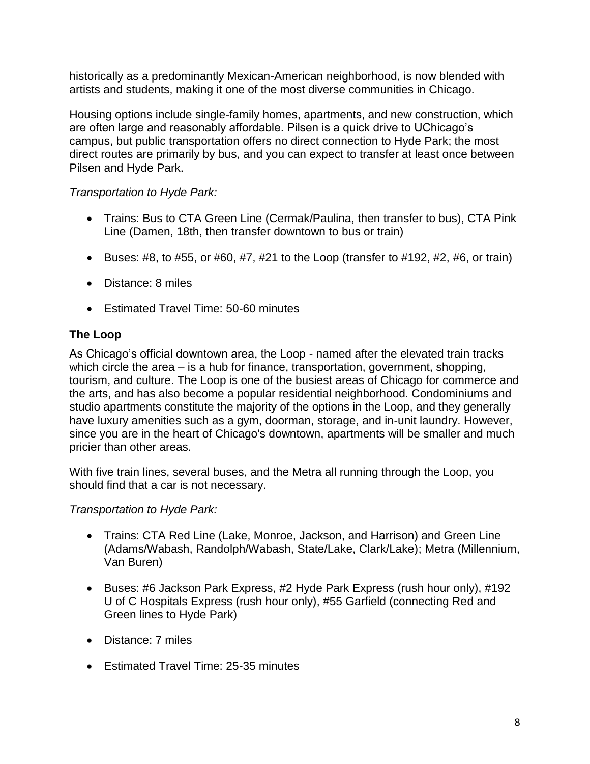historically as a predominantly Mexican-American neighborhood, is now blended with artists and students, making it one of the most diverse communities in Chicago.

Housing options include single-family homes, apartments, and new construction, which are often large and reasonably affordable. Pilsen is a quick drive to UChicago's campus, but public transportation offers no direct connection to Hyde Park; the most direct routes are primarily by bus, and you can expect to transfer at least once between Pilsen and Hyde Park.

*Transportation to Hyde Park:*

- Trains: Bus to CTA Green Line (Cermak/Paulina, then transfer to bus), CTA Pink Line (Damen, 18th, then transfer downtown to bus or train)
- Buses: #8, to #55, or #60, #7, #21 to the Loop (transfer to #192, #2, #6, or train)
- Distance: 8 miles
- Estimated Travel Time: 50-60 minutes

### The Loop

As Chicago's official downtown area, the Loop - named after the elevated train tracks which circle the area – is a hub for finance, transportation, government, shopping, tourism, and culture. The Loop is one of the busiest areas of Chicago for commerce and the arts, and has also become a popular residential neighborhood. Condominiums and studio apartments constitute the majority of the options in the Loop, and they generally have luxury amenities such as a gym, doorman, storage, and in-unit laundry. However, since you are in the heart of Chicago's downtown, apartments will be smaller and much pricier than other areas.

With five train lines, several buses, and the Metra all running through the Loop, you should find that a car is not necessary.

*Transportation to Hyde Park:*

- Trains: CTA Red Line (Lake, Monroe, Jackson, and Harrison) and Green Line (Adams/Wabash, Randolph/Wabash, State/Lake, Clark/Lake); Metra (Millennium, Van Buren)
- Buses: #6 Jackson Park Express, #2 Hyde Park Express (rush hour only), #192 U of C Hospitals Express (rush hour only), #55 Garfield (connecting Red and Green lines to Hyde Park)
- Distance: 7 miles
- Estimated Travel Time: 25-35 minutes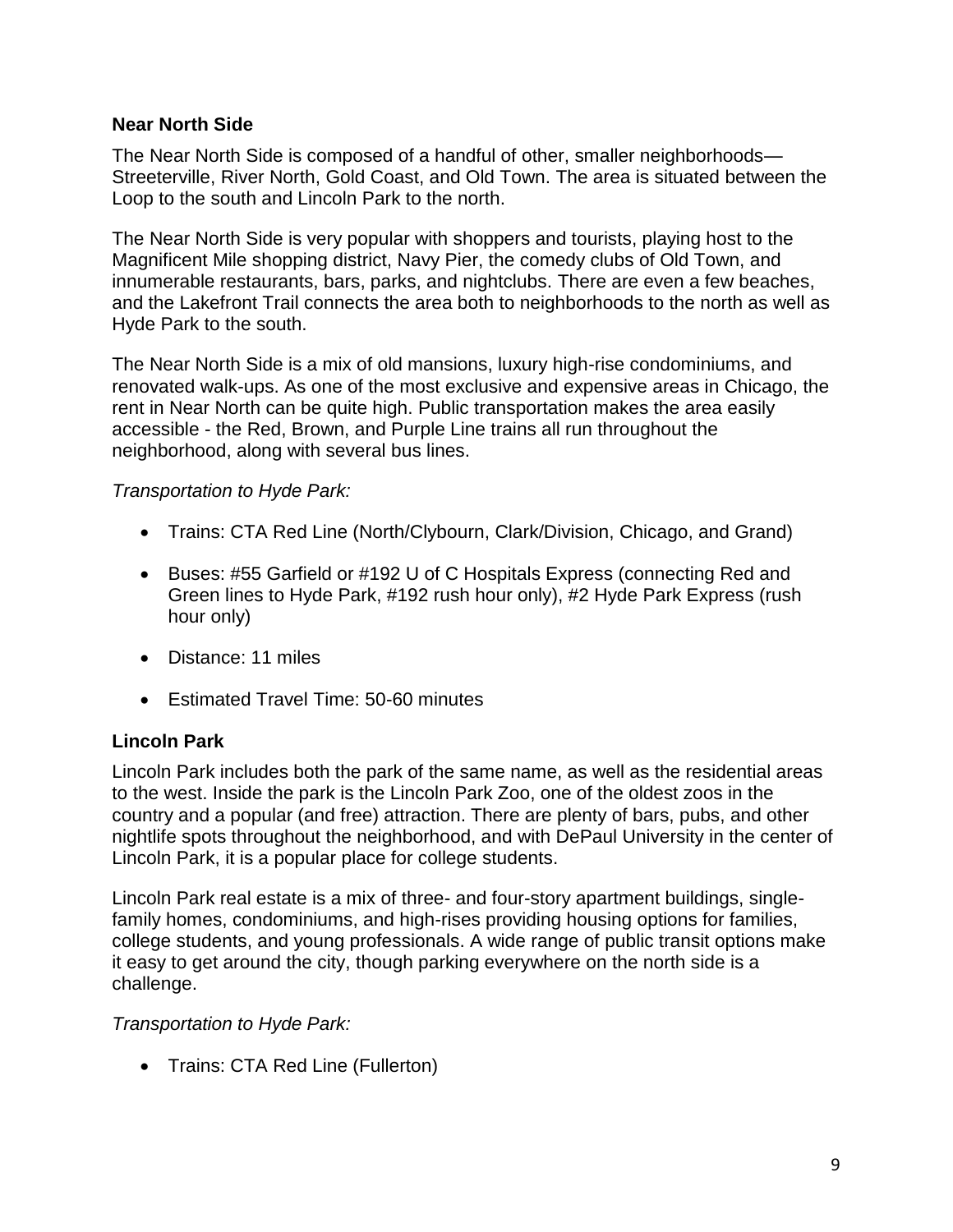### Near North Side

The Near North Side is composed of a handful of other, smaller neighborhoods—Streeterville, River North, Gold Coast, and Old Town. The area is situated between the Loop to the south and Lincoln Park to the north.

The Near North Side is very popular with shoppers and tourists, playing host to the Magnificent Mile shopping district, Navy Pier, the comedy clubs of Old Town, and innumerable restaurants, bars, parks, and nightclubs. There are even a few beaches, and the Lakefront Trail connects the area both to neighborhoods to the north as well as Hyde Park to the south.

The Near North Side is a mix of old mansions, luxury high-rise condominiums, and renovated walk-ups. As one of the most exclusive and expensive areas in Chicago, the rent in Near North can be quite high. Public transportation makes the area easily accessible - the Red, Brown, and Purple Line trains all run throughout the neighborhood, along with several bus lines.

*Transportation to Hyde Park:*

- Trains: CTA Red Line (North/Clybourn, Clark/Division, Chicago, and Grand)
- Buses: #55 Garfield or #192 U of C Hospitals Express (connecting Red and Green lines to Hyde Park, #192 rush hour only), #2 Hyde Park Express (rush hour only)
- Distance: 11 miles
- Estimated Travel Time: 50-60 minutes

### Lincoln Park

Lincoln Park includes both the park of the same name, as well as the residential areas to the west. Inside the park is the Lincoln Park Zoo, one of the oldest zoos in the country and a popular (and free) attraction. There are plenty of bars, pubs, and other nightlife spots throughout the neighborhood, and with DePaul University in the center of Lincoln Park, it is a popular place for college students.

Lincoln Park real estate is a mix of three- and four-story apartment buildings, single-family homes, condominiums, and high-rises providing housing options for families, college students, and young professionals. A wide range of public transit options make it easy to get around the city, though parking everywhere on the north side is a challenge.

*Transportation to Hyde Park:*

- Trains: CTA Red Line (Fullerton)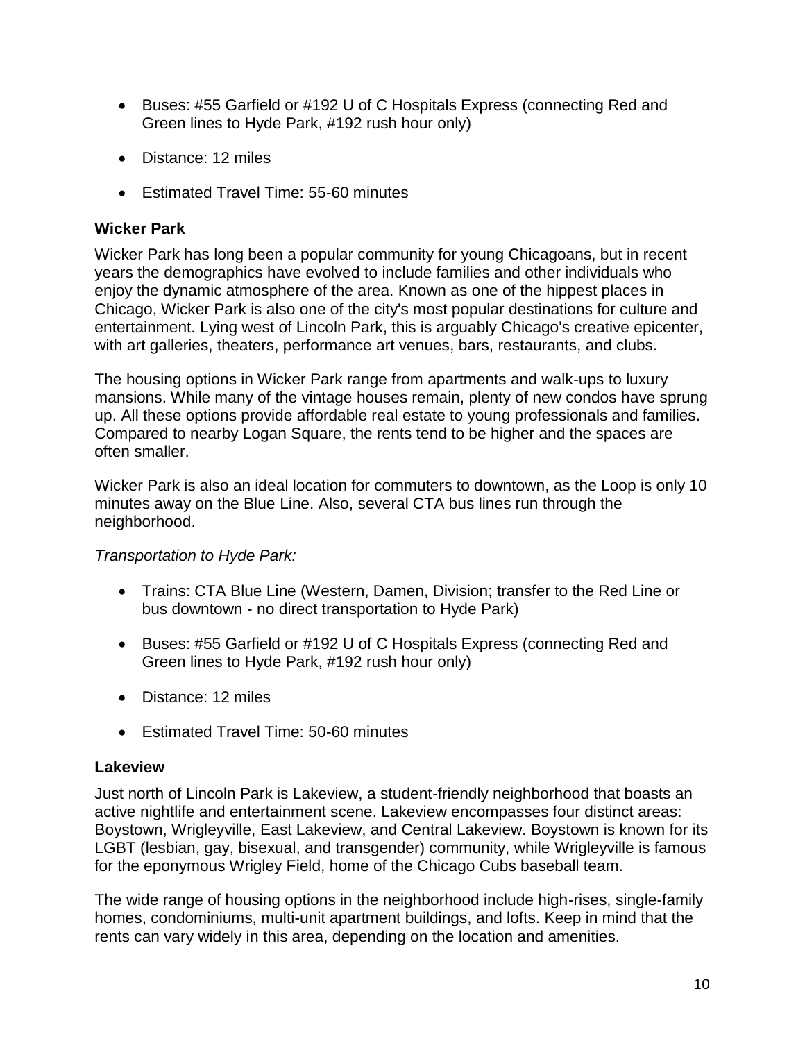- Buses: #55 Garfield or #192 U of C Hospitals Express (connecting Red and Green lines to Hyde Park, #192 rush hour only)
- Distance: 12 miles
- Estimated Travel Time: 55-60 minutes

### Wicker Park

Wicker Park has long been a popular community for young Chicagoans, but in recent years the demographics have evolved to include families and other individuals who enjoy the dynamic atmosphere of the area. Known as one of the hippest places in Chicago, Wicker Park is also one of the city's most popular destinations for culture and entertainment. Lying west of Lincoln Park, this is arguably Chicago's creative epicenter, with art galleries, theaters, performance art venues, bars, restaurants, and clubs.

The housing options in Wicker Park range from apartments and walk-ups to luxury mansions. While many of the vintage houses remain, plenty of new condos have sprung up. All these options provide affordable real estate to young professionals and families. Compared to nearby Logan Square, the rents tend to be higher and the spaces are often smaller.

Wicker Park is also an ideal location for commuters to downtown, as the Loop is only 10 minutes away on the Blue Line. Also, several CTA bus lines run through the neighborhood.

*Transportation to Hyde Park:*

- Trains: CTA Blue Line (Western, Damen, Division; transfer to the Red Line or bus downtown - no direct transportation to Hyde Park)
- Buses: #55 Garfield or #192 U of C Hospitals Express (connecting Red and Green lines to Hyde Park, #192 rush hour only)
- Distance: 12 miles
- Estimated Travel Time: 50-60 minutes

### Lakeview

Just north of Lincoln Park is Lakeview, a student-friendly neighborhood that boasts an active nightlife and entertainment scene. Lakeview encompasses four distinct areas: Boystown, Wrigleyville, East Lakeview, and Central Lakeview. Boystown is known for its LGBT (lesbian, gay, bisexual, and transgender) community, while Wrigleyville is famous for the eponymous Wrigley Field, home of the Chicago Cubs baseball team.

The wide range of housing options in the neighborhood include high-rises, single-family homes, condominiums, multi-unit apartment buildings, and lofts. Keep in mind that the rents can vary widely in this area, depending on the location and amenities.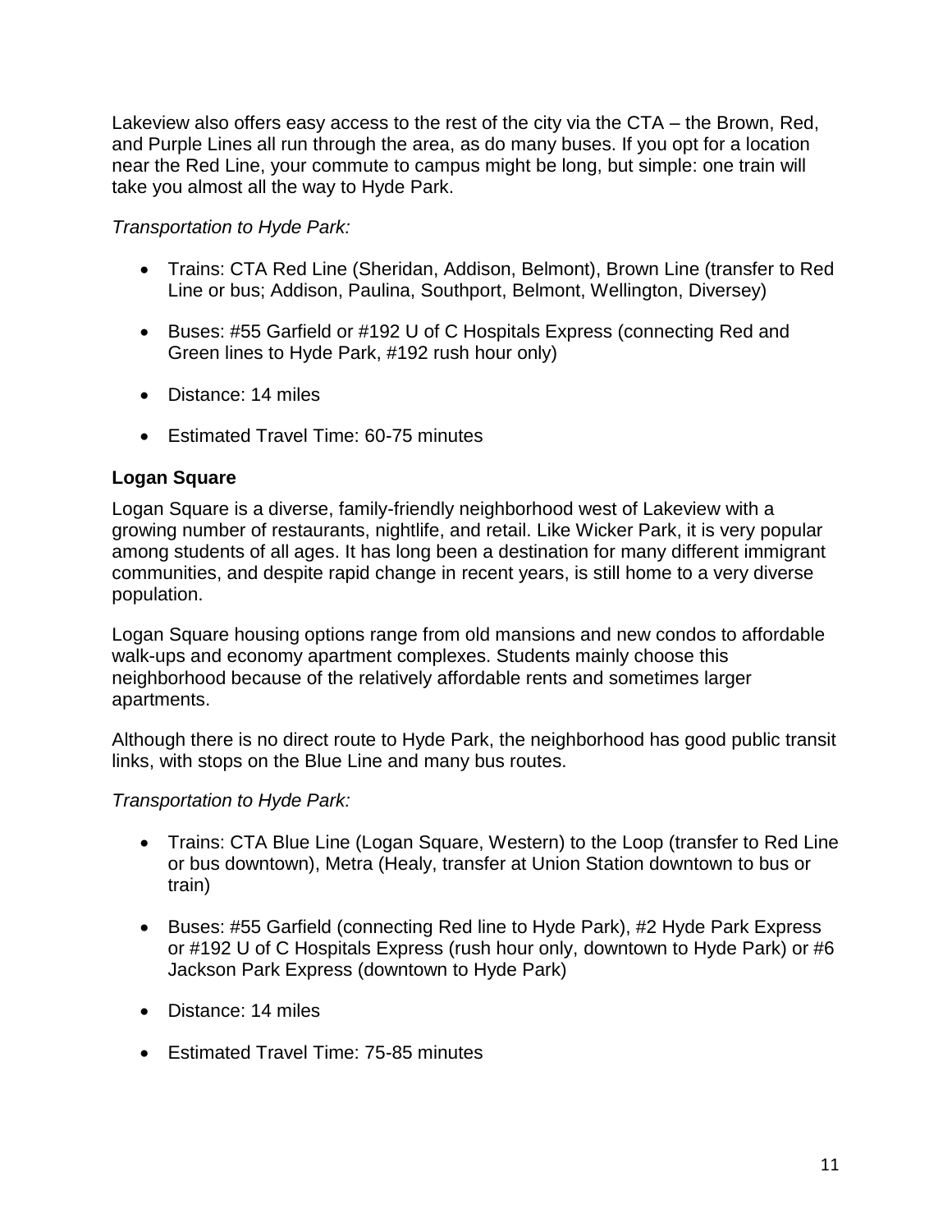Lakeview also offers easy access to the rest of the city via the CTA – the Brown, Red, and Purple Lines all run through the area, as do many buses. If you opt for a location near the Red Line, your commute to campus might be long, but simple: one train will take you almost all the way to Hyde Park.

*Transportation to Hyde Park:*

- Trains: CTA Red Line (Sheridan, Addison, Belmont), Brown Line (transfer to Red Line or bus; Addison, Paulina, Southport, Belmont, Wellington, Diversey)
- Buses: #55 Garfield or #192 U of C Hospitals Express (connecting Red and Green lines to Hyde Park, #192 rush hour only)
- Distance: 14 miles
- Estimated Travel Time: 60-75 minutes

### Logan Square

Logan Square is a diverse, family-friendly neighborhood west of Lakeview with a growing number of restaurants, nightlife, and retail. Like Wicker Park, it is very popular among students of all ages. It has long been a destination for many different immigrant communities, and despite rapid change in recent years, is still home to a very diverse population.

Logan Square housing options range from old mansions and new condos to affordable walk-ups and economy apartment complexes. Students mainly choose this neighborhood because of the relatively affordable rents and sometimes larger apartments.

Although there is no direct route to Hyde Park, the neighborhood has good public transit links, with stops on the Blue Line and many bus routes.

*Transportation to Hyde Park:*

- Trains: CTA Blue Line (Logan Square, Western) to the Loop (transfer to Red Line or bus downtown), Metra (Healy, transfer at Union Station downtown to bus or train)
- Buses: #55 Garfield (connecting Red line to Hyde Park), #2 Hyde Park Express or #192 U of C Hospitals Express (rush hour only, downtown to Hyde Park) or #6 Jackson Park Express (downtown to Hyde Park)
- Distance: 14 miles
- Estimated Travel Time: 75-85 minutes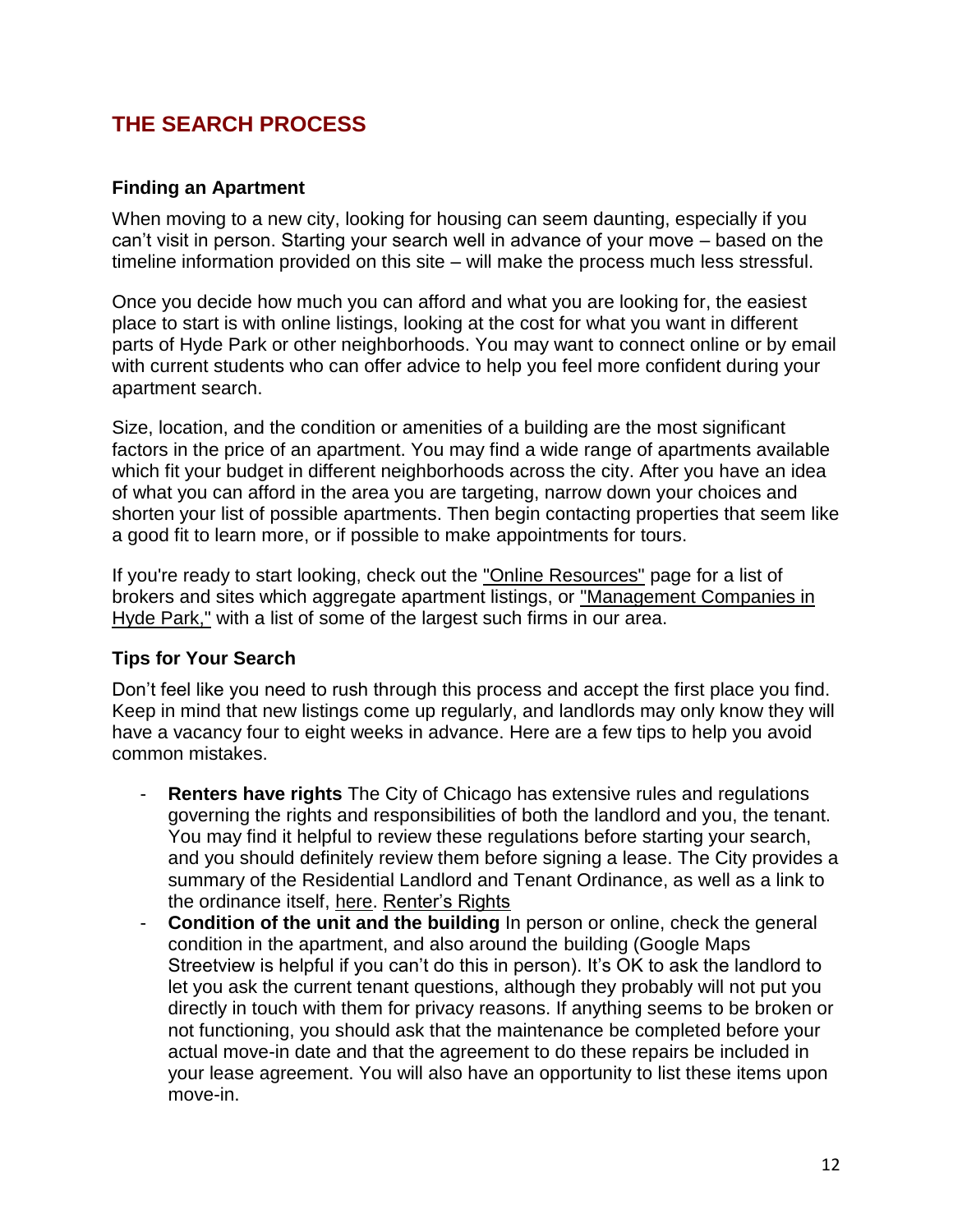## THE SEARCH PROCESS

### Finding an Apartment

When moving to a new city, looking for housing can seem daunting, especially if you can't visit in person. Starting your search well in advance of your move – based on the timeline information provided on this site – will make the process much less stressful.

Once you decide how much you can afford and what you are looking for, the easiest place to start is with online listings, looking at the cost for what you want in different parts of Hyde Park or other neighborhoods. You may want to connect online or by email with current students who can offer advice to help you feel more confident during your apartment search.

Size, location, and the condition or amenities of a building are the most significant factors in the price of an apartment. You may find a wide range of apartments available which fit your budget in different neighborhoods across the city. After you have an idea of what you can afford in the area you are targeting, narrow down your choices and shorten your list of possible apartments. Then begin contacting properties that seem like a good fit to learn more, or if possible to make appointments for tours.

If you're ready to start looking, check out the "Online Resources" page for a list of brokers and sites which aggregate apartment listings, or "Management Companies in Hyde Park," with a list of some of the largest such firms in our area.

### Tips for Your Search

Don't feel like you need to rush through this process and accept the first place you find. Keep in mind that new listings come up regularly, and landlords may only know they will have a vacancy four to eight weeks in advance. Here are a few tips to help you avoid common mistakes.

- **Renters have rights** The City of Chicago has extensive rules and regulations governing the rights and responsibilities of both the landlord and you, the tenant. You may find it helpful to review these regulations before starting your search, and you should definitely review them before signing a lease. The City provides a summary of the Residential Landlord and Tenant Ordinance, as well as a link to the ordinance itself, here. Renter's Rights
- **Condition of the unit and the building** In person or online, check the general condition in the apartment, and also around the building (Google Maps Streetview is helpful if you can't do this in person). It's OK to ask the landlord to let you ask the current tenant questions, although they probably will not put you directly in touch with them for privacy reasons. If anything seems to be broken or not functioning, you should ask that the maintenance be completed before your actual move-in date and that the agreement to do these repairs be included in your lease agreement. You will also have an opportunity to list these items upon move-in.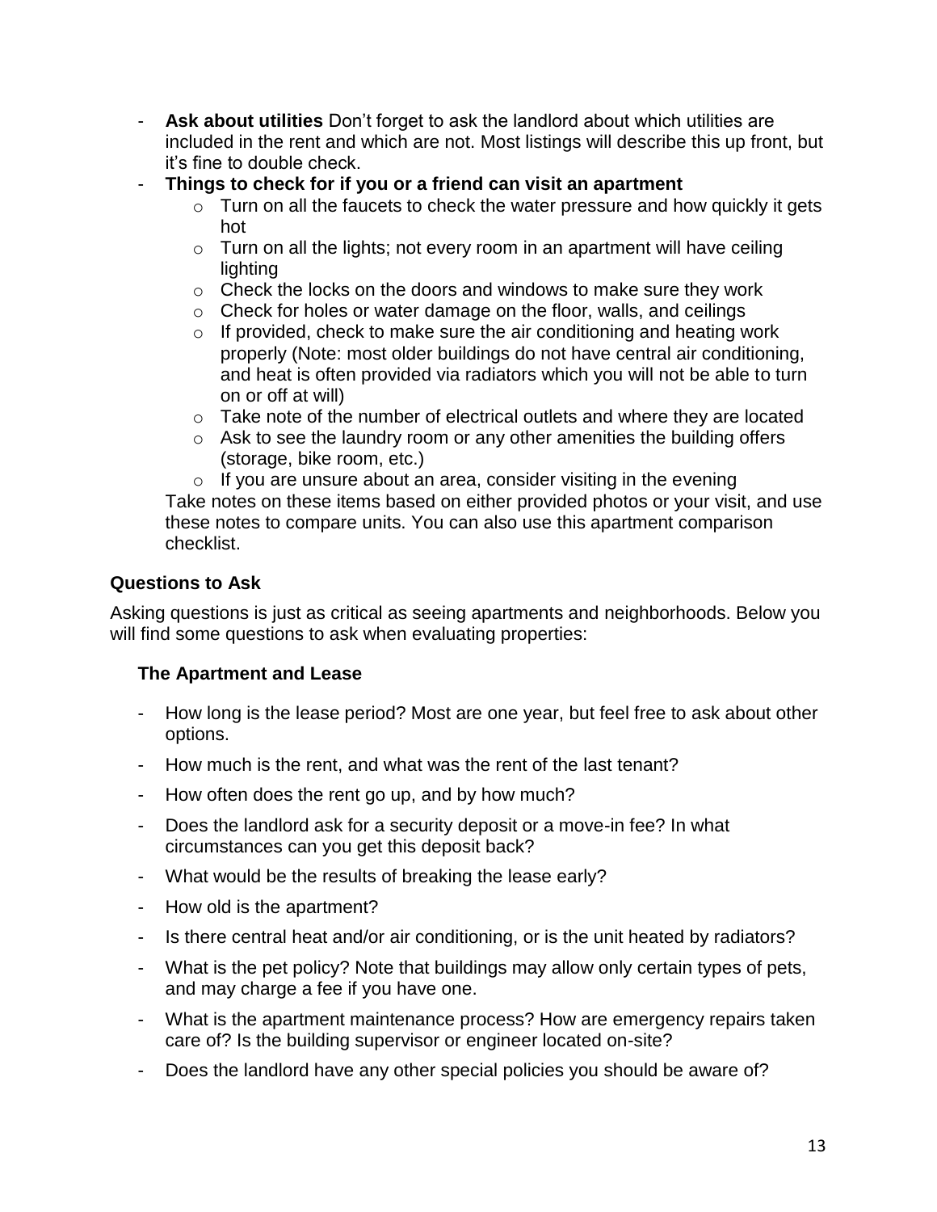- **Ask about utilities** Don't forget to ask the landlord about which utilities are included in the rent and which are not. Most listings will describe this up front, but it's fine to double check.
- **Things to check for if you or a friend can visit an apartment**
  - Turn on all the faucets to check the water pressure and how quickly it gets hot
  - Turn on all the lights; not every room in an apartment will have ceiling lighting
  - Check the locks on the doors and windows to make sure they work
  - Check for holes or water damage on the floor, walls, and ceilings
  - If provided, check to make sure the air conditioning and heating work properly (Note: most older buildings do not have central air conditioning, and heat is often provided via radiators which you will not be able to turn on or off at will)
  - Take note of the number of electrical outlets and where they are located
  - Ask to see the laundry room or any other amenities the building offers (storage, bike room, etc.)
  - If you are unsure about an area, consider visiting in the evening

  Take notes on these items based on either provided photos or your visit, and use these notes to compare units. You can also use this apartment comparison checklist.

### Questions to Ask

Asking questions is just as critical as seeing apartments and neighborhoods. Below you will find some questions to ask when evaluating properties:

#### The Apartment and Lease

- How long is the lease period? Most are one year, but feel free to ask about other options.
- How much is the rent, and what was the rent of the last tenant?
- How often does the rent go up, and by how much?
- Does the landlord ask for a security deposit or a move-in fee? In what circumstances can you get this deposit back?
- What would be the results of breaking the lease early?
- How old is the apartment?
- Is there central heat and/or air conditioning, or is the unit heated by radiators?
- What is the pet policy? Note that buildings may allow only certain types of pets, and may charge a fee if you have one.
- What is the apartment maintenance process? How are emergency repairs taken care of? Is the building supervisor or engineer located on-site?
- Does the landlord have any other special policies you should be aware of?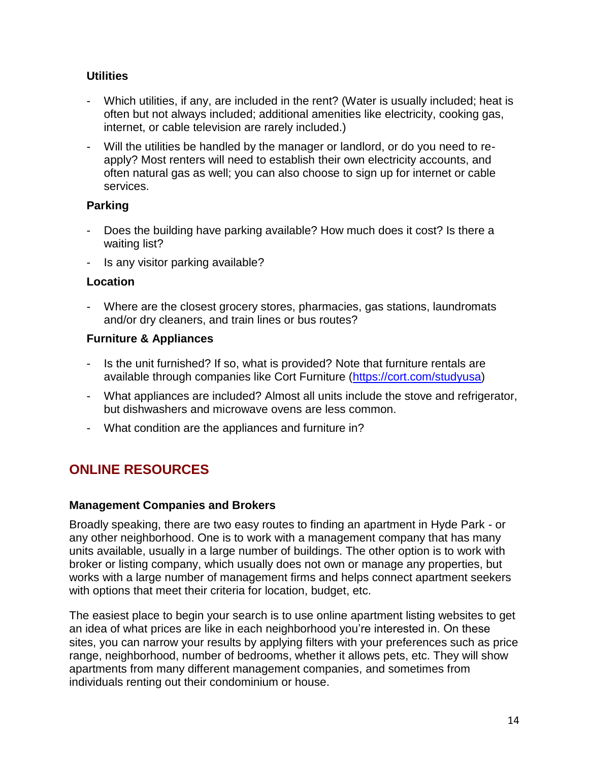### Utilities

- Which utilities, if any, are included in the rent? (Water is usually included; heat is often but not always included; additional amenities like electricity, cooking gas, internet, or cable television are rarely included.)
- Will the utilities be handled by the manager or landlord, or do you need to re-apply? Most renters will need to establish their own electricity accounts, and often natural gas as well; you can also choose to sign up for internet or cable services.

### Parking

- Does the building have parking available? How much does it cost? Is there a waiting list?
- Is any visitor parking available?

### Location

- Where are the closest grocery stores, pharmacies, gas stations, laundromats and/or dry cleaners, and train lines or bus routes?

### Furniture & Appliances

- Is the unit furnished? If so, what is provided? Note that furniture rentals are available through companies like Cort Furniture (https://cort.com/studyusa)
- What appliances are included? Almost all units include the stove and refrigerator, but dishwashers and microwave ovens are less common.
- What condition are the appliances and furniture in?

## ONLINE RESOURCES

### Management Companies and Brokers

Broadly speaking, there are two easy routes to finding an apartment in Hyde Park - or any other neighborhood. One is to work with a management company that has many units available, usually in a large number of buildings. The other option is to work with broker or listing company, which usually does not own or manage any properties, but works with a large number of management firms and helps connect apartment seekers with options that meet their criteria for location, budget, etc.

The easiest place to begin your search is to use online apartment listing websites to get an idea of what prices are like in each neighborhood you're interested in. On these sites, you can narrow your results by applying filters with your preferences such as price range, neighborhood, number of bedrooms, whether it allows pets, etc. They will show apartments from many different management companies, and sometimes from individuals renting out their condominium or house.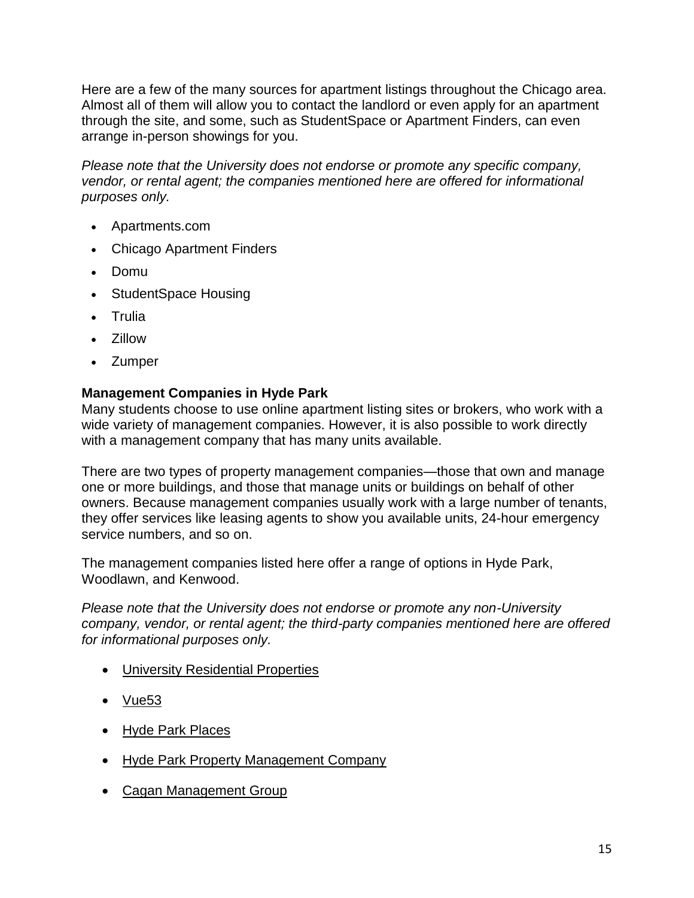Here are a few of the many sources for apartment listings throughout the Chicago area. Almost all of them will allow you to contact the landlord or even apply for an apartment through the site, and some, such as StudentSpace or Apartment Finders, can even arrange in-person showings for you.

*Please note that the University does not endorse or promote any specific company, vendor, or rental agent; the companies mentioned here are offered for informational purposes only.*

- Apartments.com
- Chicago Apartment Finders
- Domu
- StudentSpace Housing
- Trulia
- Zillow
- Zumper

**Management Companies in Hyde Park**

Many students choose to use online apartment listing sites or brokers, who work with a wide variety of management companies. However, it is also possible to work directly with a management company that has many units available.

There are two types of property management companies—those that own and manage one or more buildings, and those that manage units or buildings on behalf of other owners. Because management companies usually work with a large number of tenants, they offer services like leasing agents to show you available units, 24-hour emergency service numbers, and so on.

The management companies listed here offer a range of options in Hyde Park, Woodlawn, and Kenwood.

*Please note that the University does not endorse or promote any non-University company, vendor, or rental agent; the third-party companies mentioned here are offered for informational purposes only.*

- University Residential Properties
- Vue53
- Hyde Park Places
- Hyde Park Property Management Company
- Cagan Management Group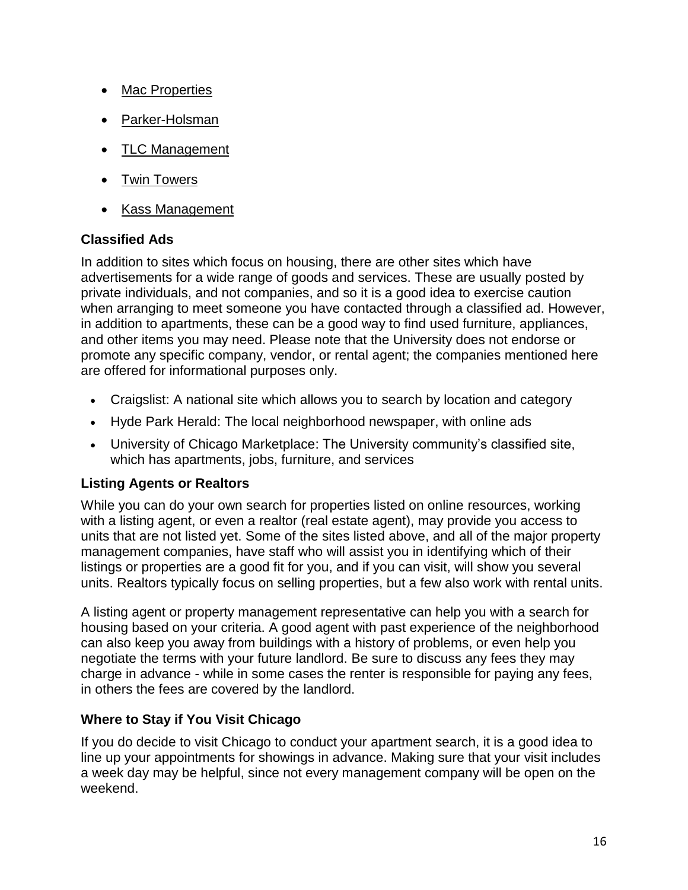- Mac Properties
- Parker-Holsman
- TLC Management
- Twin Towers
- Kass Management

### Classified Ads

In addition to sites which focus on housing, there are other sites which have advertisements for a wide range of goods and services. These are usually posted by private individuals, and not companies, and so it is a good idea to exercise caution when arranging to meet someone you have contacted through a classified ad. However, in addition to apartments, these can be a good way to find used furniture, appliances, and other items you may need. Please note that the University does not endorse or promote any specific company, vendor, or rental agent; the companies mentioned here are offered for informational purposes only.

- Craigslist: A national site which allows you to search by location and category
- Hyde Park Herald: The local neighborhood newspaper, with online ads
- University of Chicago Marketplace: The University community's classified site, which has apartments, jobs, furniture, and services

### Listing Agents or Realtors

While you can do your own search for properties listed on online resources, working with a listing agent, or even a realtor (real estate agent), may provide you access to units that are not listed yet. Some of the sites listed above, and all of the major property management companies, have staff who will assist you in identifying which of their listings or properties are a good fit for you, and if you can visit, will show you several units. Realtors typically focus on selling properties, but a few also work with rental units.

A listing agent or property management representative can help you with a search for housing based on your criteria. A good agent with past experience of the neighborhood can also keep you away from buildings with a history of problems, or even help you negotiate the terms with your future landlord. Be sure to discuss any fees they may charge in advance - while in some cases the renter is responsible for paying any fees, in others the fees are covered by the landlord.

### Where to Stay if You Visit Chicago

If you do decide to visit Chicago to conduct your apartment search, it is a good idea to line up your appointments for showings in advance. Making sure that your visit includes a week day may be helpful, since not every management company will be open on the weekend.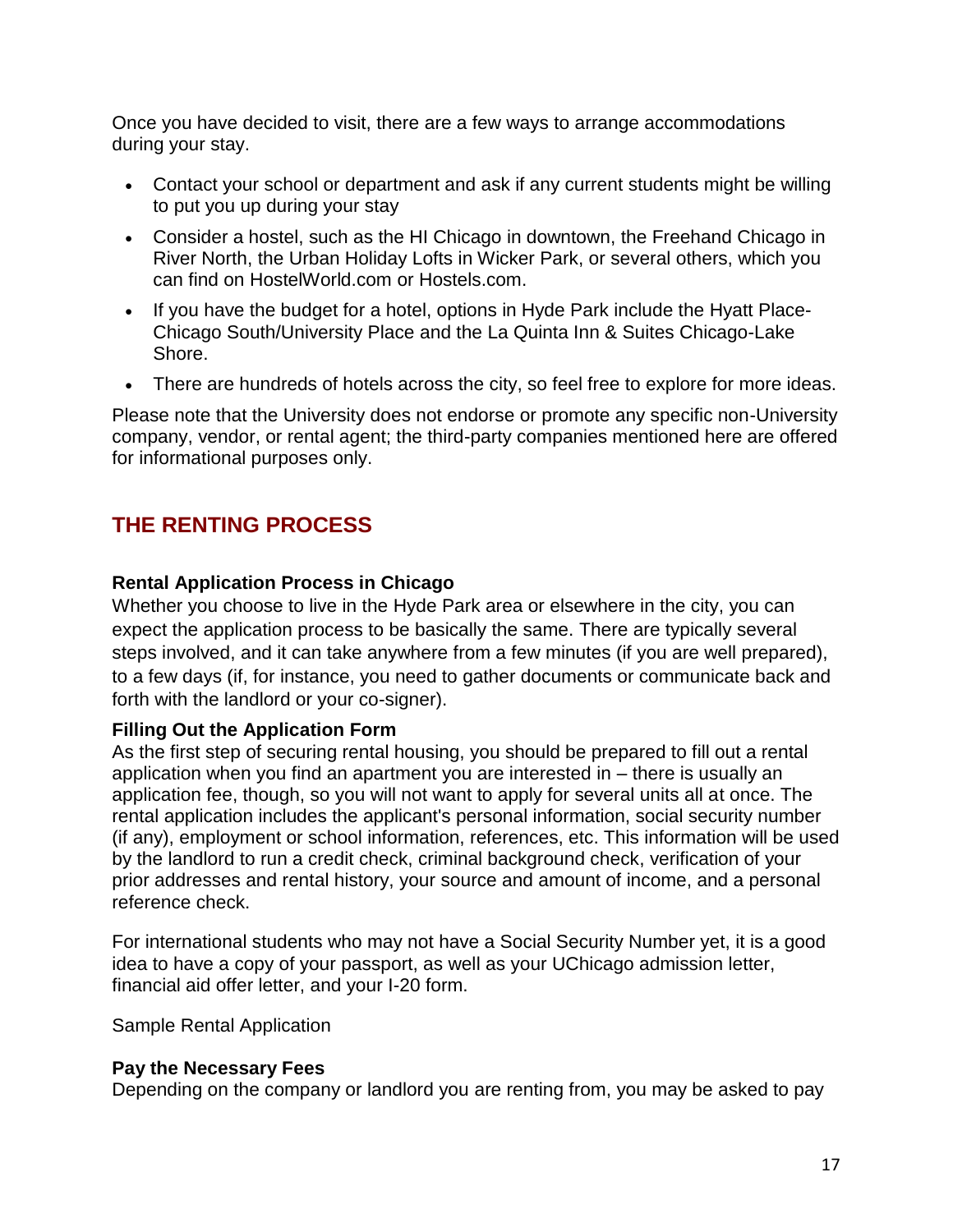Once you have decided to visit, there are a few ways to arrange accommodations during your stay.

- Contact your school or department and ask if any current students might be willing to put you up during your stay
- Consider a hostel, such as the HI Chicago in downtown, the Freehand Chicago in River North, the Urban Holiday Lofts in Wicker Park, or several others, which you can find on HostelWorld.com or Hostels.com.
- If you have the budget for a hotel, options in Hyde Park include the Hyatt Place-Chicago South/University Place and the La Quinta Inn & Suites Chicago-Lake Shore.
- There are hundreds of hotels across the city, so feel free to explore for more ideas.

Please note that the University does not endorse or promote any specific non-University company, vendor, or rental agent; the third-party companies mentioned here are offered for informational purposes only.

## THE RENTING PROCESS

**Rental Application Process in Chicago**

Whether you choose to live in the Hyde Park area or elsewhere in the city, you can expect the application process to be basically the same. There are typically several steps involved, and it can take anywhere from a few minutes (if you are well prepared), to a few days (if, for instance, you need to gather documents or communicate back and forth with the landlord or your co-signer).

**Filling Out the Application Form**

As the first step of securing rental housing, you should be prepared to fill out a rental application when you find an apartment you are interested in – there is usually an application fee, though, so you will not want to apply for several units all at once. The rental application includes the applicant's personal information, social security number (if any), employment or school information, references, etc. This information will be used by the landlord to run a credit check, criminal background check, verification of your prior addresses and rental history, your source and amount of income, and a personal reference check.

For international students who may not have a Social Security Number yet, it is a good idea to have a copy of your passport, as well as your UChicago admission letter, financial aid offer letter, and your I-20 form.

Sample Rental Application

**Pay the Necessary Fees**

Depending on the company or landlord you are renting from, you may be asked to pay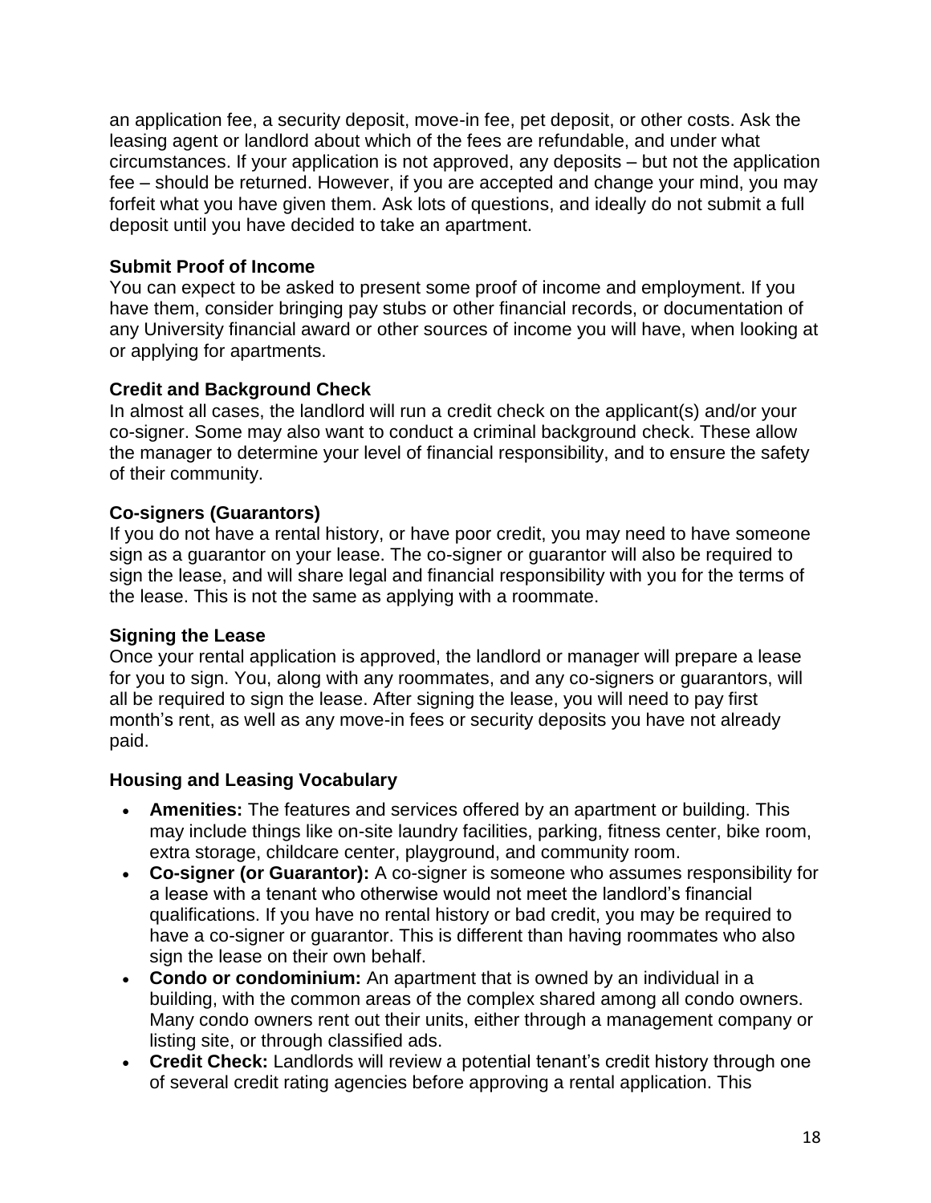an application fee, a security deposit, move-in fee, pet deposit, or other costs. Ask the leasing agent or landlord about which of the fees are refundable, and under what circumstances. If your application is not approved, any deposits – but not the application fee – should be returned. However, if you are accepted and change your mind, you may forfeit what you have given them. Ask lots of questions, and ideally do not submit a full deposit until you have decided to take an apartment.

### Submit Proof of Income

You can expect to be asked to present some proof of income and employment. If you have them, consider bringing pay stubs or other financial records, or documentation of any University financial award or other sources of income you will have, when looking at or applying for apartments.

### Credit and Background Check

In almost all cases, the landlord will run a credit check on the applicant(s) and/or your co-signer. Some may also want to conduct a criminal background check. These allow the manager to determine your level of financial responsibility, and to ensure the safety of their community.

### Co-signers (Guarantors)

If you do not have a rental history, or have poor credit, you may need to have someone sign as a guarantor on your lease. The co-signer or guarantor will also be required to sign the lease, and will share legal and financial responsibility with you for the terms of the lease. This is not the same as applying with a roommate.

### Signing the Lease

Once your rental application is approved, the landlord or manager will prepare a lease for you to sign. You, along with any roommates, and any co-signers or guarantors, will all be required to sign the lease. After signing the lease, you will need to pay first month's rent, as well as any move-in fees or security deposits you have not already paid.

### Housing and Leasing Vocabulary

- **Amenities:** The features and services offered by an apartment or building. This may include things like on-site laundry facilities, parking, fitness center, bike room, extra storage, childcare center, playground, and community room.
- **Co-signer (or Guarantor):** A co-signer is someone who assumes responsibility for a lease with a tenant who otherwise would not meet the landlord's financial qualifications. If you have no rental history or bad credit, you may be required to have a co-signer or guarantor. This is different than having roommates who also sign the lease on their own behalf.
- **Condo or condominium:** An apartment that is owned by an individual in a building, with the common areas of the complex shared among all condo owners. Many condo owners rent out their units, either through a management company or listing site, or through classified ads.
- **Credit Check:** Landlords will review a potential tenant's credit history through one of several credit rating agencies before approving a rental application. This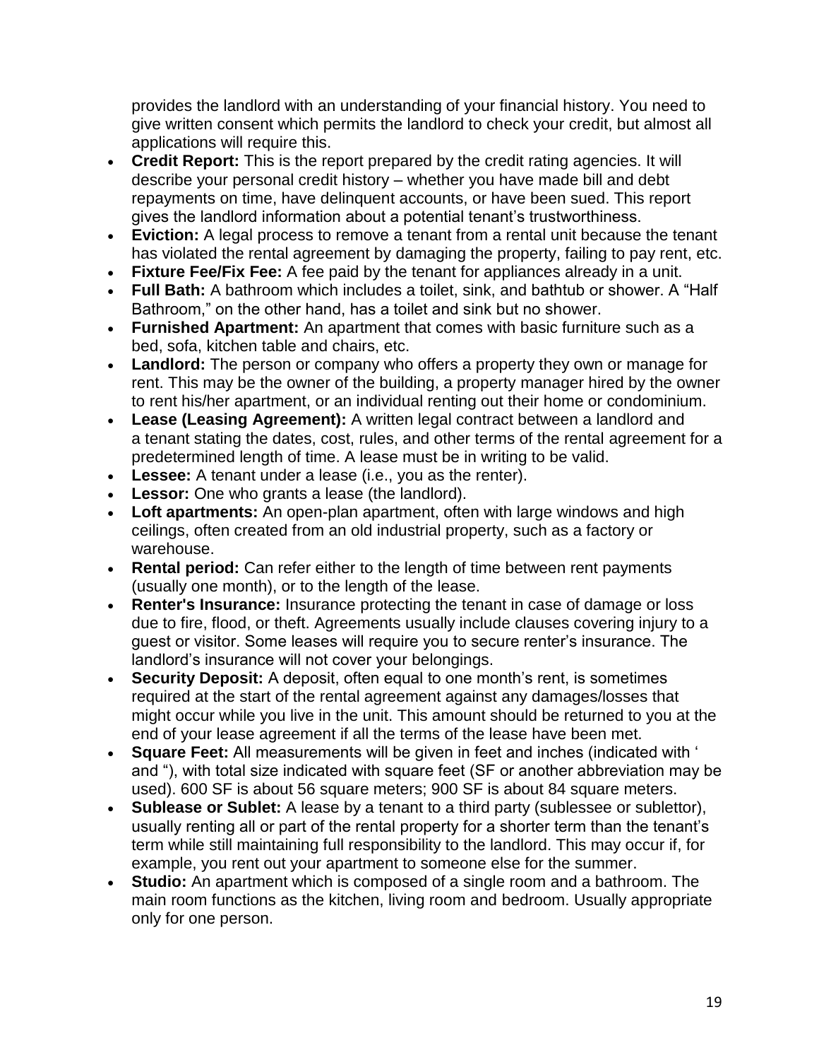provides the landlord with an understanding of your financial history. You need to give written consent which permits the landlord to check your credit, but almost all applications will require this.

- **Credit Report:** This is the report prepared by the credit rating agencies. It will describe your personal credit history – whether you have made bill and debt repayments on time, have delinquent accounts, or have been sued. This report gives the landlord information about a potential tenant's trustworthiness.
- **Eviction:** A legal process to remove a tenant from a rental unit because the tenant has violated the rental agreement by damaging the property, failing to pay rent, etc.
- **Fixture Fee/Fix Fee:** A fee paid by the tenant for appliances already in a unit.
- **Full Bath:** A bathroom which includes a toilet, sink, and bathtub or shower. A "Half Bathroom," on the other hand, has a toilet and sink but no shower.
- **Furnished Apartment:** An apartment that comes with basic furniture such as a bed, sofa, kitchen table and chairs, etc.
- **Landlord:** The person or company who offers a property they own or manage for rent. This may be the owner of the building, a property manager hired by the owner to rent his/her apartment, or an individual renting out their home or condominium.
- **Lease (Leasing Agreement):** A written legal contract between a landlord and a tenant stating the dates, cost, rules, and other terms of the rental agreement for a predetermined length of time. A lease must be in writing to be valid.
- **Lessee:** A tenant under a lease (i.e., you as the renter).
- **Lessor:** One who grants a lease (the landlord).
- **Loft apartments:** An open-plan apartment, often with large windows and high ceilings, often created from an old industrial property, such as a factory or warehouse.
- **Rental period:** Can refer either to the length of time between rent payments (usually one month), or to the length of the lease.
- **Renter's Insurance:** Insurance protecting the tenant in case of damage or loss due to fire, flood, or theft. Agreements usually include clauses covering injury to a guest or visitor. Some leases will require you to secure renter's insurance. The landlord's insurance will not cover your belongings.
- **Security Deposit:** A deposit, often equal to one month's rent, is sometimes required at the start of the rental agreement against any damages/losses that might occur while you live in the unit. This amount should be returned to you at the end of your lease agreement if all the terms of the lease have been met.
- **Square Feet:** All measurements will be given in feet and inches (indicated with ' and "), with total size indicated with square feet (SF or another abbreviation may be used). 600 SF is about 56 square meters; 900 SF is about 84 square meters.
- **Sublease or Sublet:** A lease by a tenant to a third party (sublessee or sublettor), usually renting all or part of the rental property for a shorter term than the tenant's term while still maintaining full responsibility to the landlord. This may occur if, for example, you rent out your apartment to someone else for the summer.
- **Studio:** An apartment which is composed of a single room and a bathroom. The main room functions as the kitchen, living room and bedroom. Usually appropriate only for one person.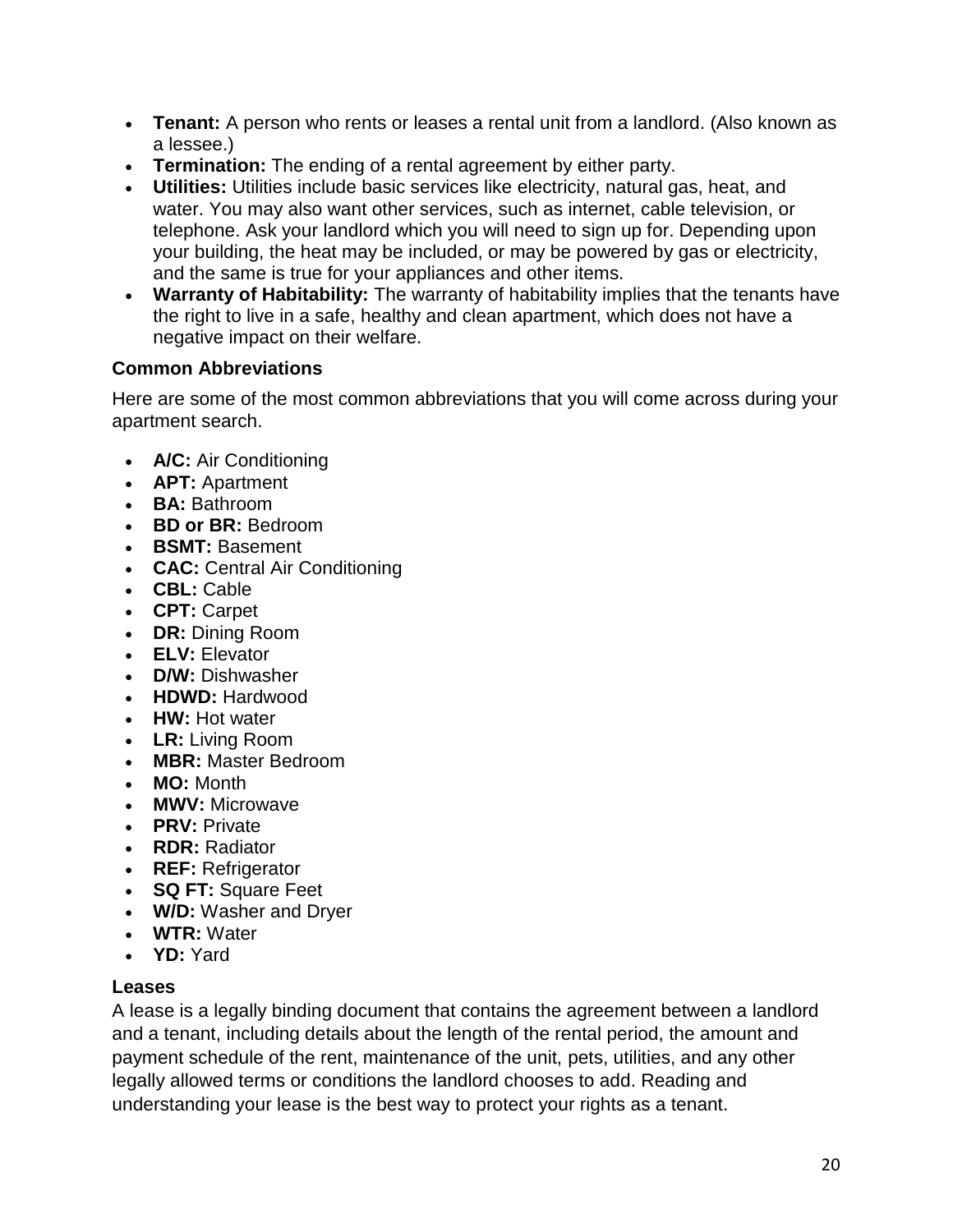- **Tenant:** A person who rents or leases a rental unit from a landlord. (Also known as a lessee.)
- **Termination:** The ending of a rental agreement by either party.
- **Utilities:** Utilities include basic services like electricity, natural gas, heat, and water. You may also want other services, such as internet, cable television, or telephone. Ask your landlord which you will need to sign up for. Depending upon your building, the heat may be included, or may be powered by gas or electricity, and the same is true for your appliances and other items.
- **Warranty of Habitability:** The warranty of habitability implies that the tenants have the right to live in a safe, healthy and clean apartment, which does not have a negative impact on their welfare.

### Common Abbreviations

Here are some of the most common abbreviations that you will come across during your apartment search.

- **A/C:** Air Conditioning
- **APT:** Apartment
- **BA:** Bathroom
- **BD or BR:** Bedroom
- **BSMT:** Basement
- **CAC:** Central Air Conditioning
- **CBL:** Cable
- **CPT:** Carpet
- **DR:** Dining Room
- **ELV:** Elevator
- **D/W:** Dishwasher
- **HDWD:** Hardwood
- **HW:** Hot water
- **LR:** Living Room
- **MBR:** Master Bedroom
- **MO:** Month
- **MWV:** Microwave
- **PRV:** Private
- **RDR:** Radiator
- **REF:** Refrigerator
- **SQ FT:** Square Feet
- **W/D:** Washer and Dryer
- **WTR:** Water
- **YD:** Yard

### Leases

A lease is a legally binding document that contains the agreement between a landlord and a tenant, including details about the length of the rental period, the amount and payment schedule of the rent, maintenance of the unit, pets, utilities, and any other legally allowed terms or conditions the landlord chooses to add. Reading and understanding your lease is the best way to protect your rights as a tenant.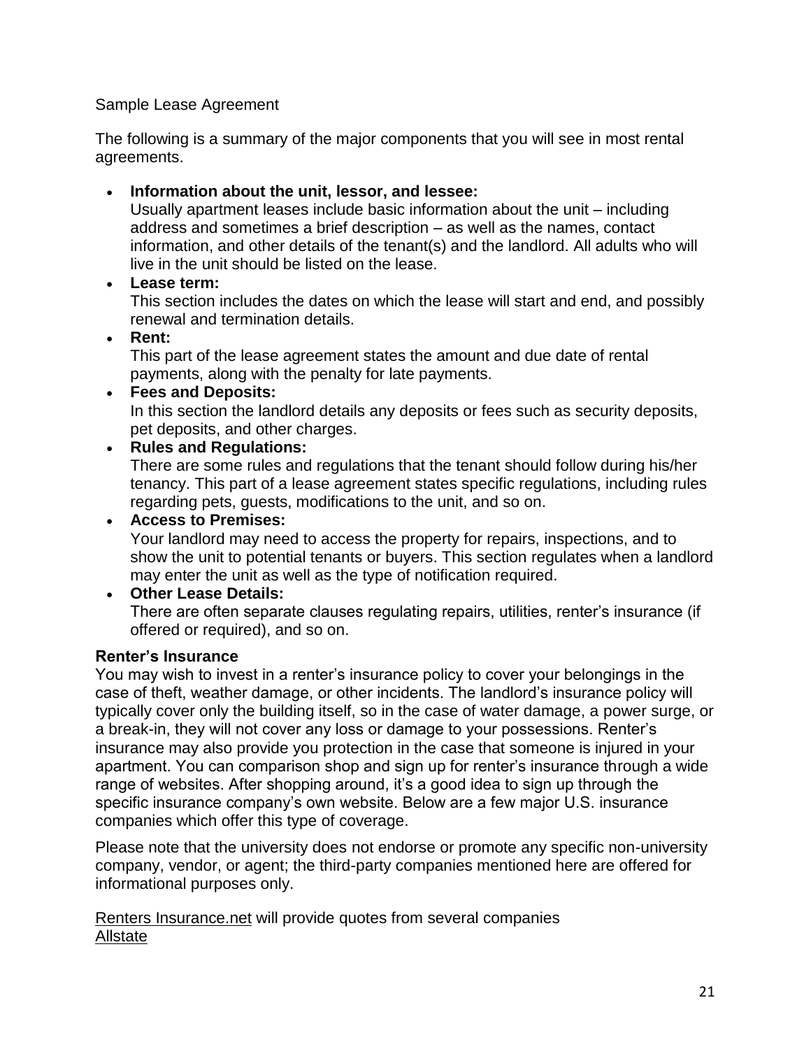Sample Lease Agreement

The following is a summary of the major components that you will see in most rental agreements.

- **Information about the unit, lessor, and lessee:**
  Usually apartment leases include basic information about the unit – including address and sometimes a brief description – as well as the names, contact information, and other details of the tenant(s) and the landlord. All adults who will live in the unit should be listed on the lease.
- **Lease term:**
  This section includes the dates on which the lease will start and end, and possibly renewal and termination details.
- **Rent:**
  This part of the lease agreement states the amount and due date of rental payments, along with the penalty for late payments.
- **Fees and Deposits:**
  In this section the landlord details any deposits or fees such as security deposits, pet deposits, and other charges.
- **Rules and Regulations:**
  There are some rules and regulations that the tenant should follow during his/her tenancy. This part of a lease agreement states specific regulations, including rules regarding pets, guests, modifications to the unit, and so on.
- **Access to Premises:**
  Your landlord may need to access the property for repairs, inspections, and to show the unit to potential tenants or buyers. This section regulates when a landlord may enter the unit as well as the type of notification required.
- **Other Lease Details:**
  There are often separate clauses regulating repairs, utilities, renter's insurance (if offered or required), and so on.

**Renter's Insurance**

You may wish to invest in a renter's insurance policy to cover your belongings in the case of theft, weather damage, or other incidents. The landlord's insurance policy will typically cover only the building itself, so in the case of water damage, a power surge, or a break-in, they will not cover any loss or damage to your possessions. Renter's insurance may also provide you protection in the case that someone is injured in your apartment. You can comparison shop and sign up for renter's insurance through a wide range of websites. After shopping around, it's a good idea to sign up through the specific insurance company's own website. Below are a few major U.S. insurance companies which offer this type of coverage.

Please note that the university does not endorse or promote any specific non-university company, vendor, or agent; the third-party companies mentioned here are offered for informational purposes only.

Renters Insurance.net will provide quotes from several companies
Allstate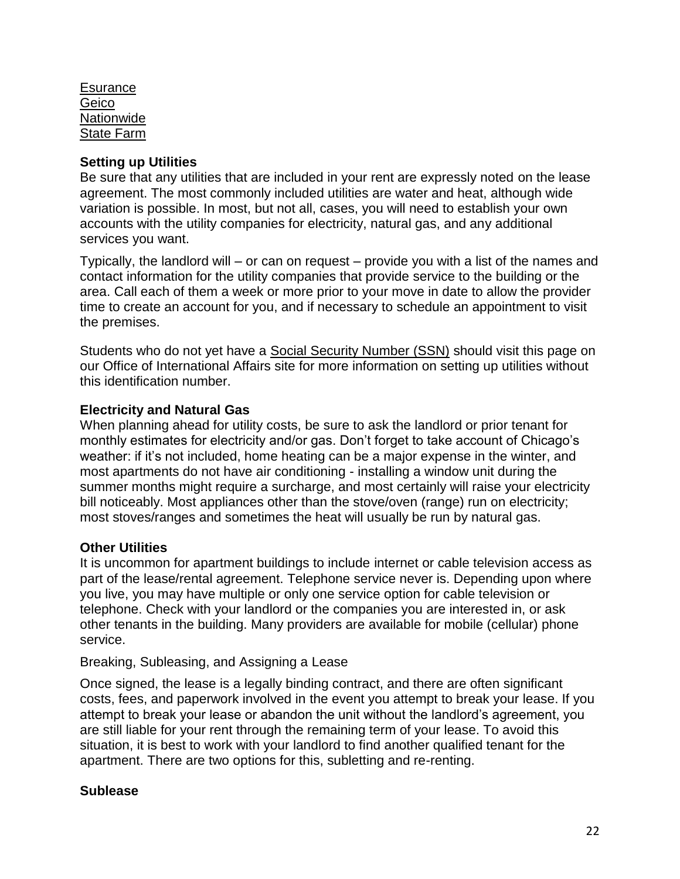Esurance
Geico
Nationwide
State Farm

### Setting up Utilities

Be sure that any utilities that are included in your rent are expressly noted on the lease agreement. The most commonly included utilities are water and heat, although wide variation is possible. In most, but not all, cases, you will need to establish your own accounts with the utility companies for electricity, natural gas, and any additional services you want.

Typically, the landlord will – or can on request – provide you with a list of the names and contact information for the utility companies that provide service to the building or the area. Call each of them a week or more prior to your move in date to allow the provider time to create an account for you, and if necessary to schedule an appointment to visit the premises.

Students who do not yet have a Social Security Number (SSN) should visit this page on our Office of International Affairs site for more information on setting up utilities without this identification number.

### Electricity and Natural Gas

When planning ahead for utility costs, be sure to ask the landlord or prior tenant for monthly estimates for electricity and/or gas. Don't forget to take account of Chicago's weather: if it's not included, home heating can be a major expense in the winter, and most apartments do not have air conditioning - installing a window unit during the summer months might require a surcharge, and most certainly will raise your electricity bill noticeably. Most appliances other than the stove/oven (range) run on electricity; most stoves/ranges and sometimes the heat will usually be run by natural gas.

### Other Utilities

It is uncommon for apartment buildings to include internet or cable television access as part of the lease/rental agreement. Telephone service never is. Depending upon where you live, you may have multiple or only one service option for cable television or telephone. Check with your landlord or the companies you are interested in, or ask other tenants in the building. Many providers are available for mobile (cellular) phone service.

Breaking, Subleasing, and Assigning a Lease

Once signed, the lease is a legally binding contract, and there are often significant costs, fees, and paperwork involved in the event you attempt to break your lease. If you attempt to break your lease or abandon the unit without the landlord's agreement, you are still liable for your rent through the remaining term of your lease. To avoid this situation, it is best to work with your landlord to find another qualified tenant for the apartment. There are two options for this, subletting and re-renting.

### Sublease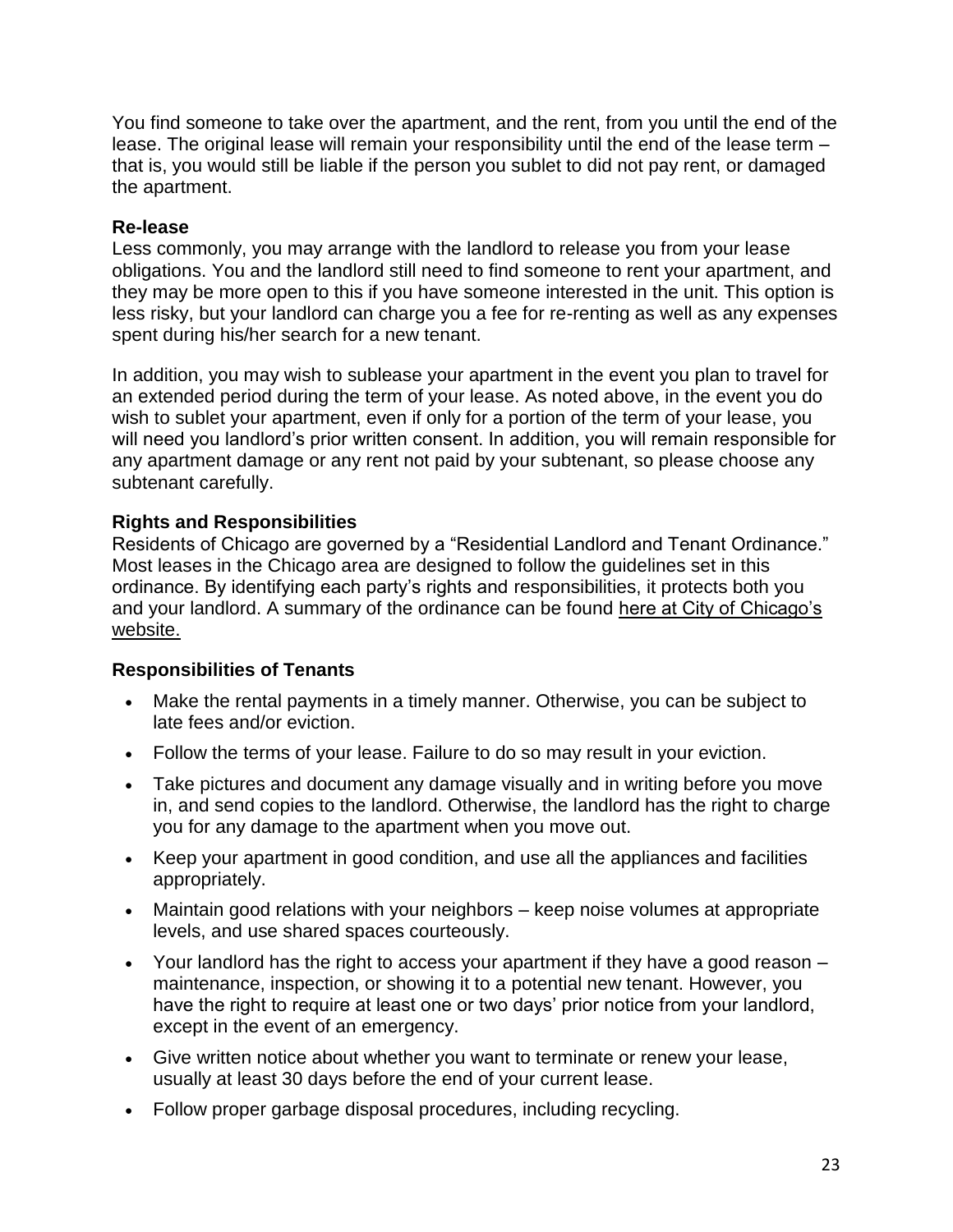You find someone to take over the apartment, and the rent, from you until the end of the lease. The original lease will remain your responsibility until the end of the lease term – that is, you would still be liable if the person you sublet to did not pay rent, or damaged the apartment.

**Re-lease**

Less commonly, you may arrange with the landlord to release you from your lease obligations. You and the landlord still need to find someone to rent your apartment, and they may be more open to this if you have someone interested in the unit. This option is less risky, but your landlord can charge you a fee for re-renting as well as any expenses spent during his/her search for a new tenant.

In addition, you may wish to sublease your apartment in the event you plan to travel for an extended period during the term of your lease. As noted above, in the event you do wish to sublet your apartment, even if only for a portion of the term of your lease, you will need you landlord's prior written consent. In addition, you will remain responsible for any apartment damage or any rent not paid by your subtenant, so please choose any subtenant carefully.

**Rights and Responsibilities**

Residents of Chicago are governed by a "Residential Landlord and Tenant Ordinance." Most leases in the Chicago area are designed to follow the guidelines set in this ordinance. By identifying each party's rights and responsibilities, it protects both you and your landlord. A summary of the ordinance can be found here at City of Chicago's website.

**Responsibilities of Tenants**

- Make the rental payments in a timely manner. Otherwise, you can be subject to late fees and/or eviction.
- Follow the terms of your lease. Failure to do so may result in your eviction.
- Take pictures and document any damage visually and in writing before you move in, and send copies to the landlord. Otherwise, the landlord has the right to charge you for any damage to the apartment when you move out.
- Keep your apartment in good condition, and use all the appliances and facilities appropriately.
- Maintain good relations with your neighbors – keep noise volumes at appropriate levels, and use shared spaces courteously.
- Your landlord has the right to access your apartment if they have a good reason – maintenance, inspection, or showing it to a potential new tenant. However, you have the right to require at least one or two days' prior notice from your landlord, except in the event of an emergency.
- Give written notice about whether you want to terminate or renew your lease, usually at least 30 days before the end of your current lease.
- Follow proper garbage disposal procedures, including recycling.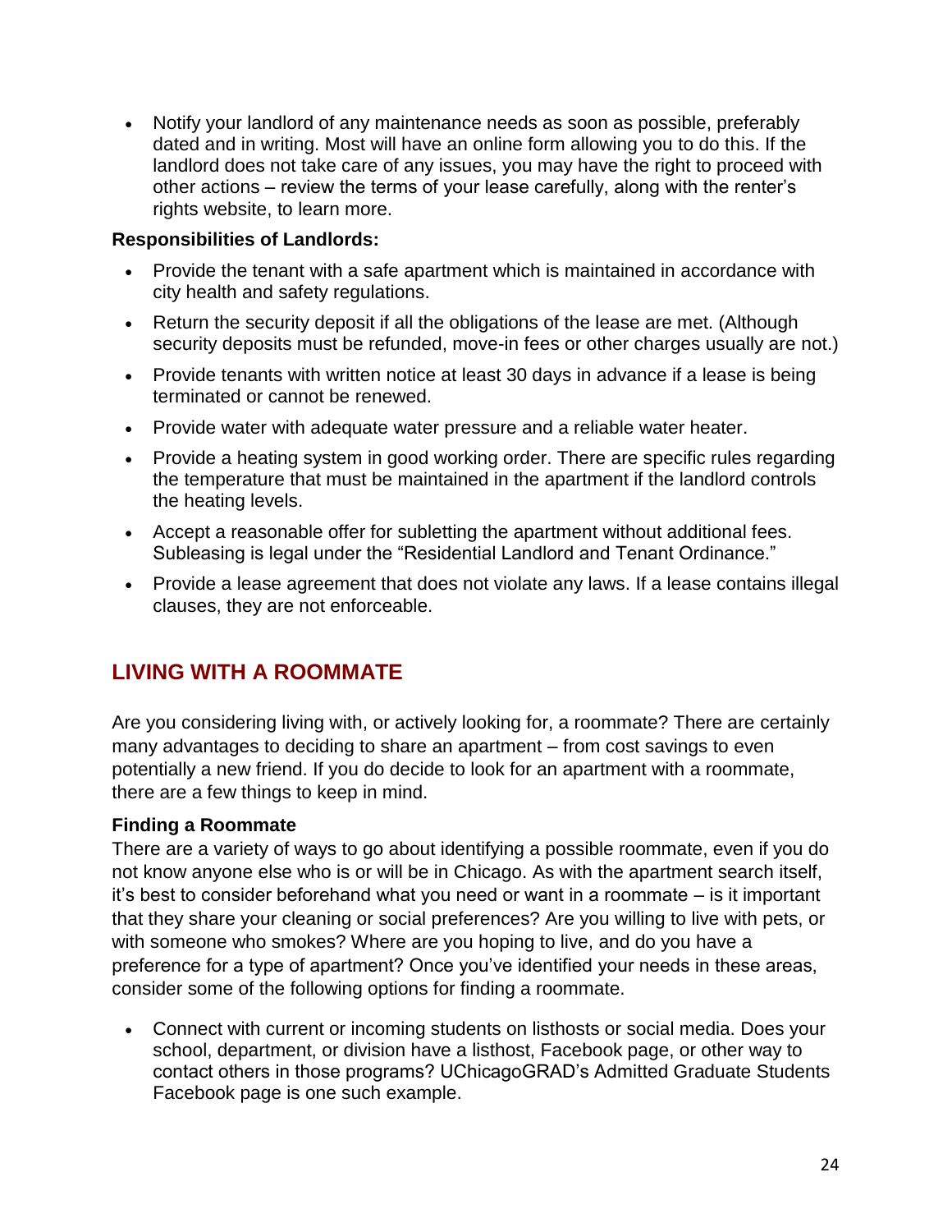- Notify your landlord of any maintenance needs as soon as possible, preferably dated and in writing. Most will have an online form allowing you to do this. If the landlord does not take care of any issues, you may have the right to proceed with other actions – review the terms of your lease carefully, along with the renter's rights website, to learn more.

**Responsibilities of Landlords:**

- Provide the tenant with a safe apartment which is maintained in accordance with city health and safety regulations.
- Return the security deposit if all the obligations of the lease are met. (Although security deposits must be refunded, move-in fees or other charges usually are not.)
- Provide tenants with written notice at least 30 days in advance if a lease is being terminated or cannot be renewed.
- Provide water with adequate water pressure and a reliable water heater.
- Provide a heating system in good working order. There are specific rules regarding the temperature that must be maintained in the apartment if the landlord controls the heating levels.
- Accept a reasonable offer for subletting the apartment without additional fees. Subleasing is legal under the "Residential Landlord and Tenant Ordinance."
- Provide a lease agreement that does not violate any laws. If a lease contains illegal clauses, they are not enforceable.

## LIVING WITH A ROOMMATE

Are you considering living with, or actively looking for, a roommate? There are certainly many advantages to deciding to share an apartment – from cost savings to even potentially a new friend. If you do decide to look for an apartment with a roommate, there are a few things to keep in mind.

**Finding a Roommate**

There are a variety of ways to go about identifying a possible roommate, even if you do not know anyone else who is or will be in Chicago. As with the apartment search itself, it's best to consider beforehand what you need or want in a roommate – is it important that they share your cleaning or social preferences? Are you willing to live with pets, or with someone who smokes? Where are you hoping to live, and do you have a preference for a type of apartment? Once you've identified your needs in these areas, consider some of the following options for finding a roommate.

- Connect with current or incoming students on listhosts or social media. Does your school, department, or division have a listhost, Facebook page, or other way to contact others in those programs? UChicagoGRAD's Admitted Graduate Students Facebook page is one such example.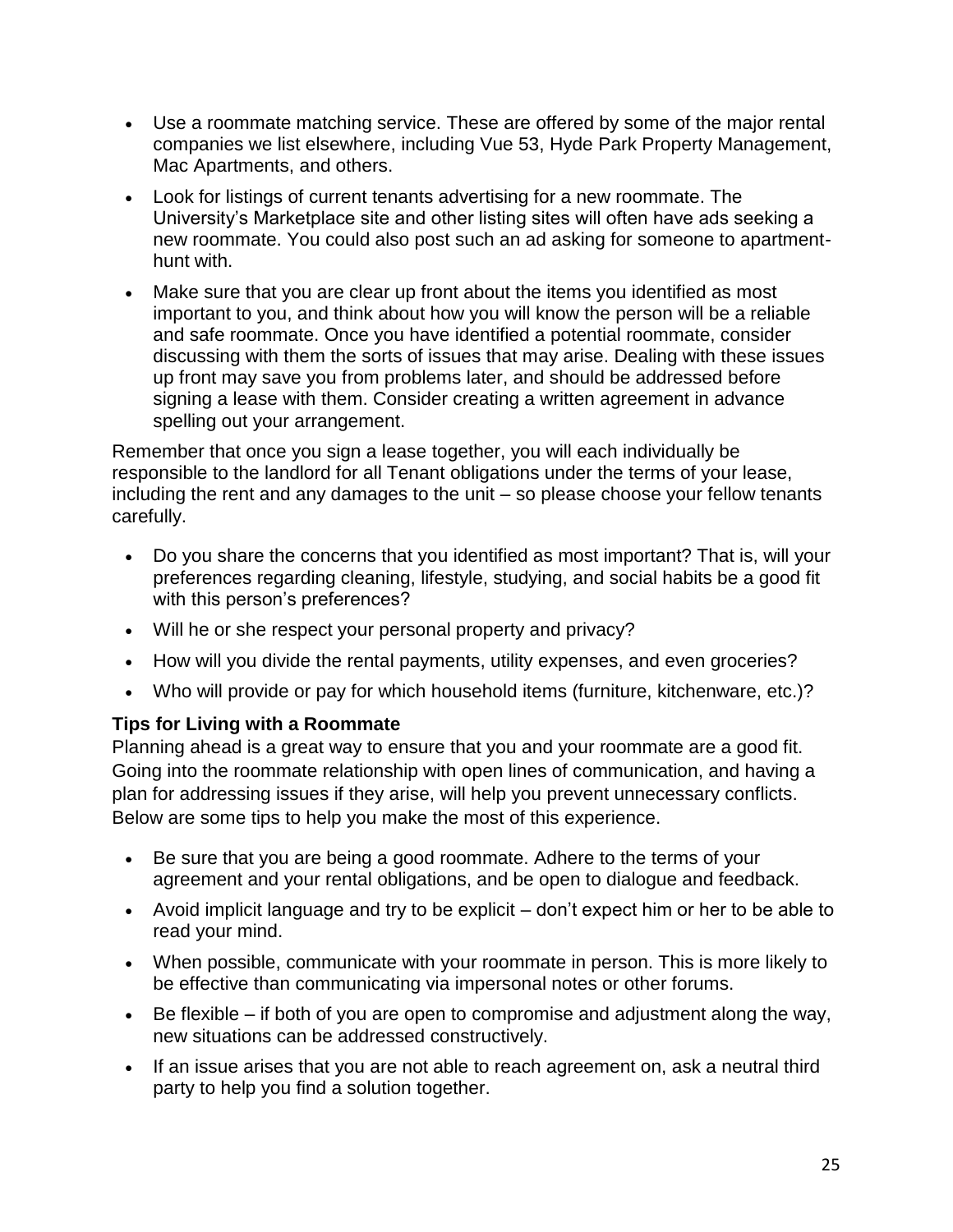- Use a roommate matching service. These are offered by some of the major rental companies we list elsewhere, including Vue 53, Hyde Park Property Management, Mac Apartments, and others.
- Look for listings of current tenants advertising for a new roommate. The University's Marketplace site and other listing sites will often have ads seeking a new roommate. You could also post such an ad asking for someone to apartment-hunt with.
- Make sure that you are clear up front about the items you identified as most important to you, and think about how you will know the person will be a reliable and safe roommate. Once you have identified a potential roommate, consider discussing with them the sorts of issues that may arise. Dealing with these issues up front may save you from problems later, and should be addressed before signing a lease with them. Consider creating a written agreement in advance spelling out your arrangement.

Remember that once you sign a lease together, you will each individually be responsible to the landlord for all Tenant obligations under the terms of your lease, including the rent and any damages to the unit – so please choose your fellow tenants carefully.

- Do you share the concerns that you identified as most important? That is, will your preferences regarding cleaning, lifestyle, studying, and social habits be a good fit with this person's preferences?
- Will he or she respect your personal property and privacy?
- How will you divide the rental payments, utility expenses, and even groceries?
- Who will provide or pay for which household items (furniture, kitchenware, etc.)?

**Tips for Living with a Roommate**

Planning ahead is a great way to ensure that you and your roommate are a good fit. Going into the roommate relationship with open lines of communication, and having a plan for addressing issues if they arise, will help you prevent unnecessary conflicts. Below are some tips to help you make the most of this experience.

- Be sure that you are being a good roommate. Adhere to the terms of your agreement and your rental obligations, and be open to dialogue and feedback.
- Avoid implicit language and try to be explicit – don't expect him or her to be able to read your mind.
- When possible, communicate with your roommate in person. This is more likely to be effective than communicating via impersonal notes or other forums.
- Be flexible – if both of you are open to compromise and adjustment along the way, new situations can be addressed constructively.
- If an issue arises that you are not able to reach agreement on, ask a neutral third party to help you find a solution together.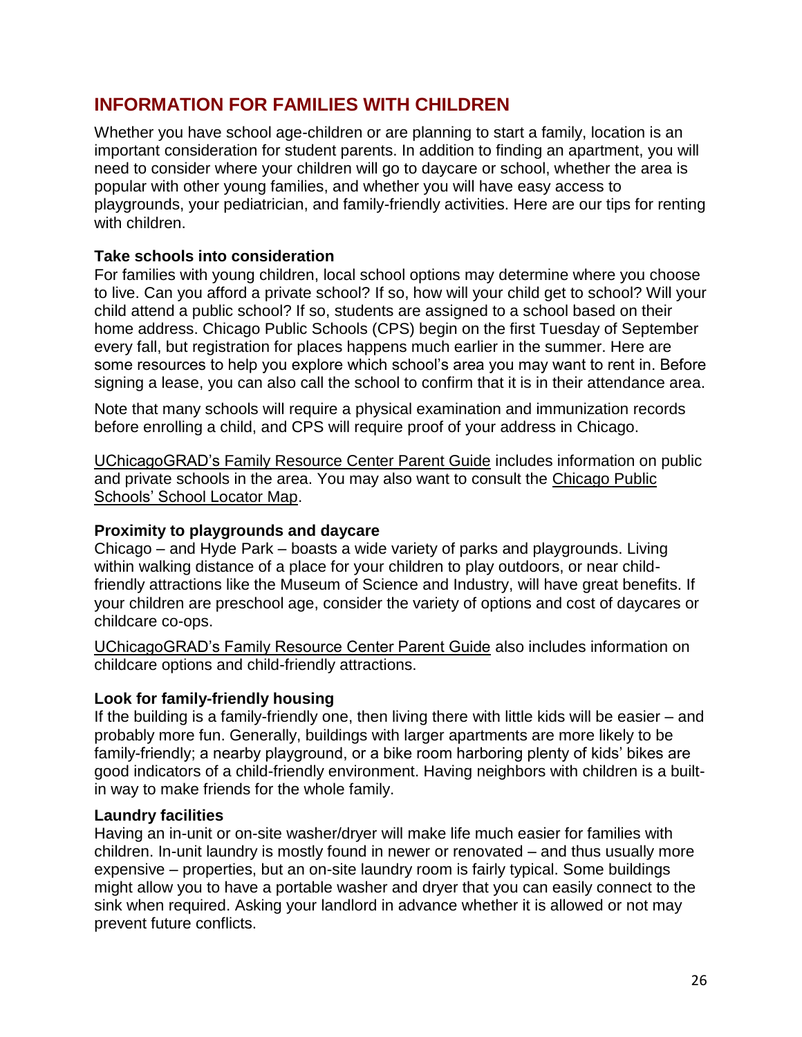## INFORMATION FOR FAMILIES WITH CHILDREN

Whether you have school age-children or are planning to start a family, location is an important consideration for student parents. In addition to finding an apartment, you will need to consider where your children will go to daycare or school, whether the area is popular with other young families, and whether you will have easy access to playgrounds, your pediatrician, and family-friendly activities. Here are our tips for renting with children.

**Take schools into consideration**

For families with young children, local school options may determine where you choose to live. Can you afford a private school? If so, how will your child get to school? Will your child attend a public school? If so, students are assigned to a school based on their home address. Chicago Public Schools (CPS) begin on the first Tuesday of September every fall, but registration for places happens much earlier in the summer. Here are some resources to help you explore which school's area you may want to rent in. Before signing a lease, you can also call the school to confirm that it is in their attendance area.

Note that many schools will require a physical examination and immunization records before enrolling a child, and CPS will require proof of your address in Chicago.

UChicagoGRAD's Family Resource Center Parent Guide includes information on public and private schools in the area. You may also want to consult the Chicago Public Schools' School Locator Map.

**Proximity to playgrounds and daycare**

Chicago – and Hyde Park – boasts a wide variety of parks and playgrounds. Living within walking distance of a place for your children to play outdoors, or near child-friendly attractions like the Museum of Science and Industry, will have great benefits. If your children are preschool age, consider the variety of options and cost of daycares or childcare co-ops.

UChicagoGRAD's Family Resource Center Parent Guide also includes information on childcare options and child-friendly attractions.

**Look for family-friendly housing**

If the building is a family-friendly one, then living there with little kids will be easier – and probably more fun. Generally, buildings with larger apartments are more likely to be family-friendly; a nearby playground, or a bike room harboring plenty of kids' bikes are good indicators of a child-friendly environment. Having neighbors with children is a built-in way to make friends for the whole family.

**Laundry facilities**

Having an in-unit or on-site washer/dryer will make life much easier for families with children. In-unit laundry is mostly found in newer or renovated – and thus usually more expensive – properties, but an on-site laundry room is fairly typical. Some buildings might allow you to have a portable washer and dryer that you can easily connect to the sink when required. Asking your landlord in advance whether it is allowed or not may prevent future conflicts.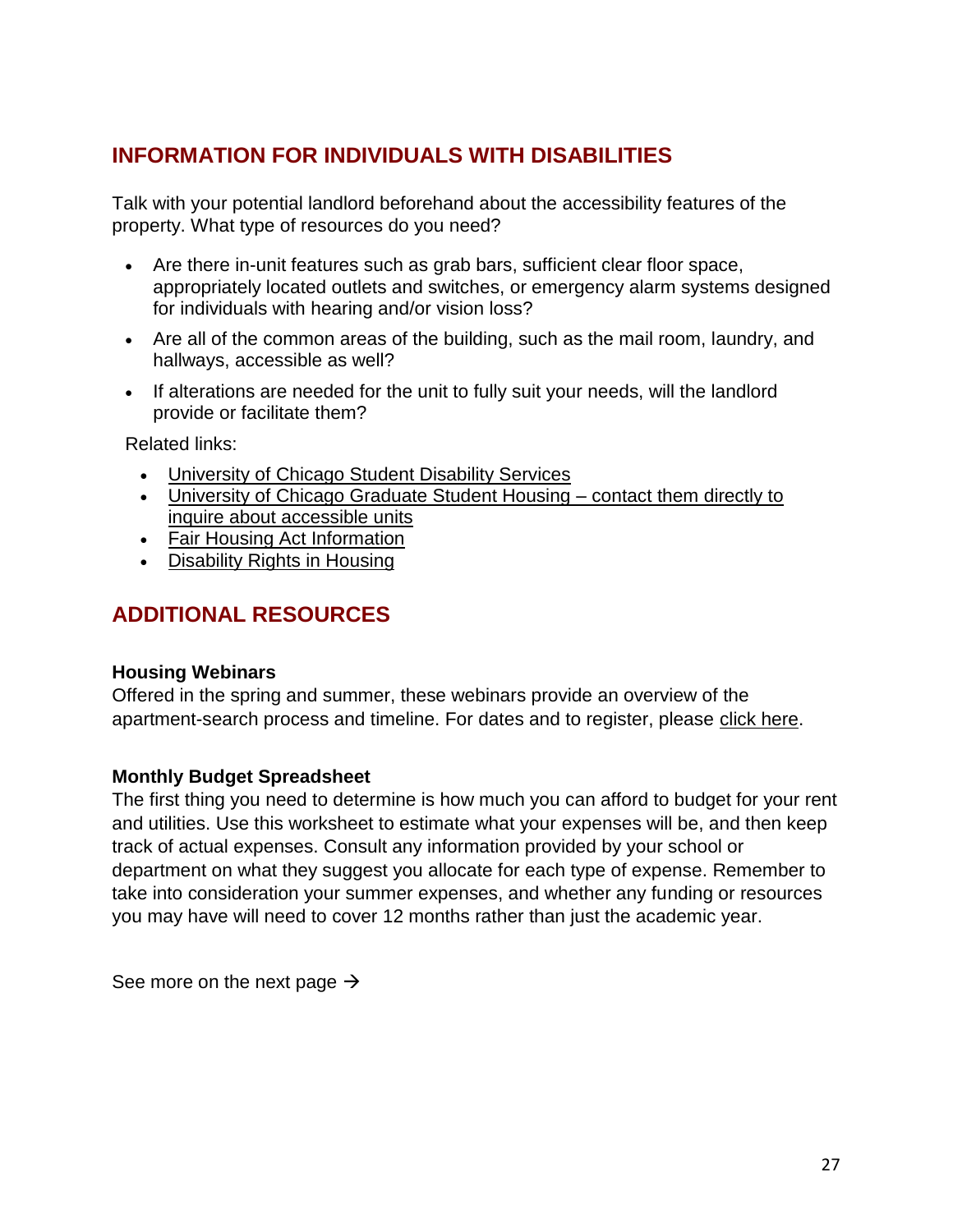## INFORMATION FOR INDIVIDUALS WITH DISABILITIES

Talk with your potential landlord beforehand about the accessibility features of the property. What type of resources do you need?

- Are there in-unit features such as grab bars, sufficient clear floor space, appropriately located outlets and switches, or emergency alarm systems designed for individuals with hearing and/or vision loss?
- Are all of the common areas of the building, such as the mail room, laundry, and hallways, accessible as well?
- If alterations are needed for the unit to fully suit your needs, will the landlord provide or facilitate them?

Related links:

- University of Chicago Student Disability Services
- University of Chicago Graduate Student Housing – contact them directly to inquire about accessible units
- Fair Housing Act Information
- Disability Rights in Housing

## ADDITIONAL RESOURCES

**Housing Webinars**
Offered in the spring and summer, these webinars provide an overview of the apartment-search process and timeline. For dates and to register, please click here.

**Monthly Budget Spreadsheet**
The first thing you need to determine is how much you can afford to budget for your rent and utilities. Use this worksheet to estimate what your expenses will be, and then keep track of actual expenses. Consult any information provided by your school or department on what they suggest you allocate for each type of expense. Remember to take into consideration your summer expenses, and whether any funding or resources you may have will need to cover 12 months rather than just the academic year.

See more on the next page →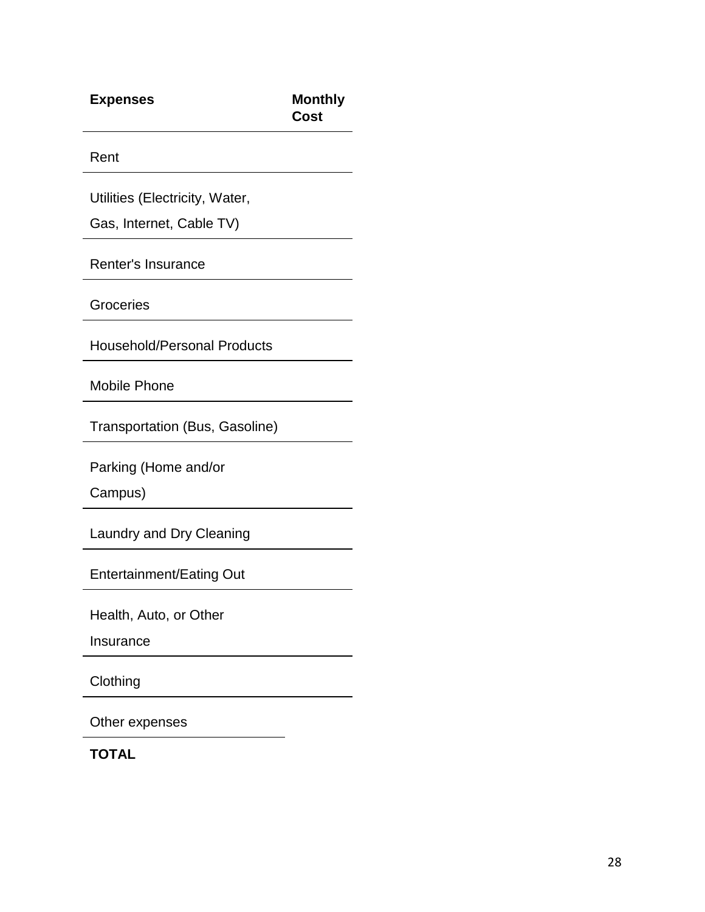| Expenses | Monthly Cost |
| --- | --- |
| Rent | |
| Utilities (Electricity, Water, Gas, Internet, Cable TV) | |
| Renter's Insurance | |
| Groceries | |
| Household/Personal Products | |
| Mobile Phone | |
| Transportation (Bus, Gasoline) | |
| Parking (Home and/or Campus) | |
| Laundry and Dry Cleaning | |
| Entertainment/Eating Out | |
| Health, Auto, or Other Insurance | |
| Clothing | |
| Other expenses | |
| **TOTAL** | |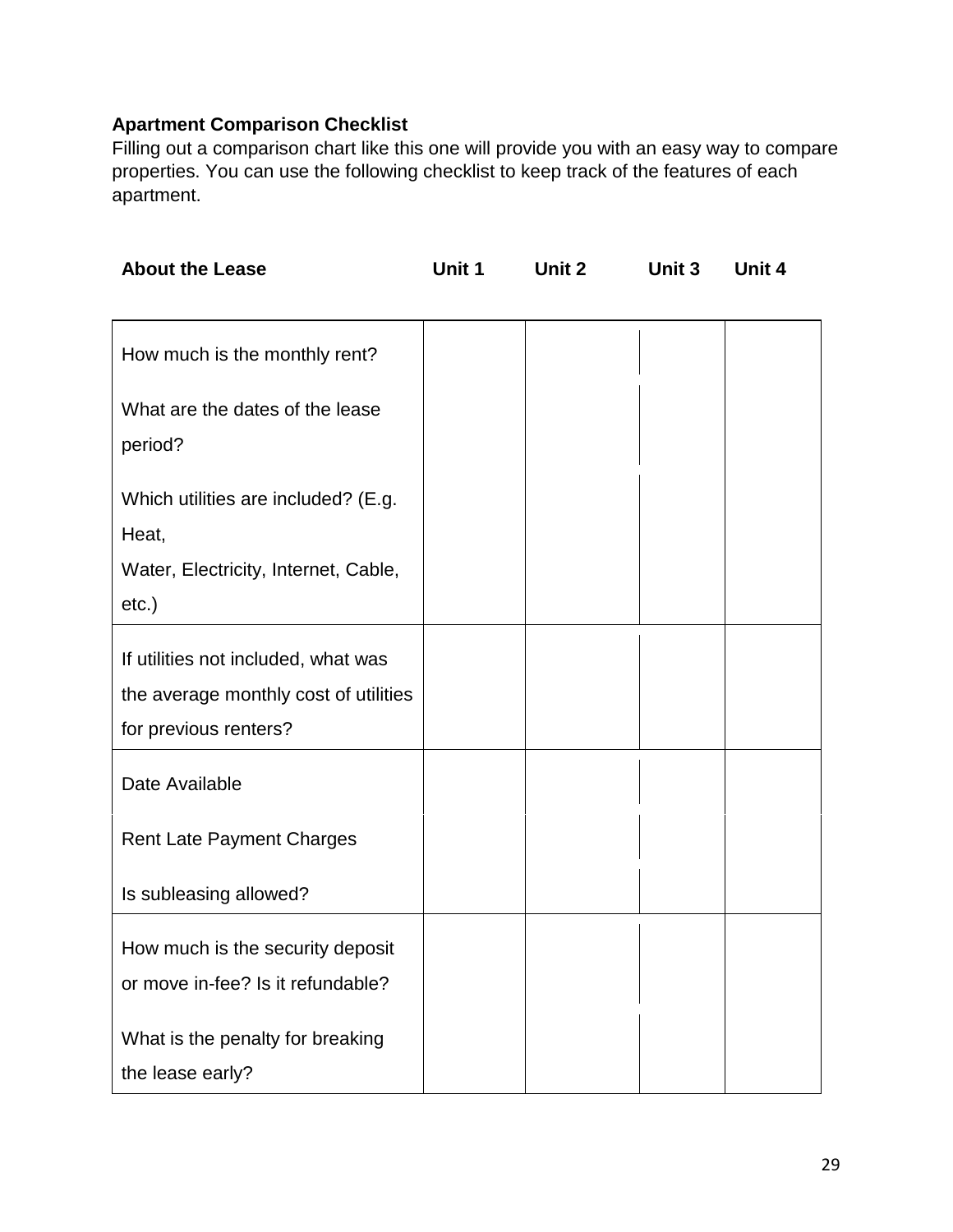**Apartment Comparison Checklist**

Filling out a comparison chart like this one will provide you with an easy way to compare properties. You can use the following checklist to keep track of the features of each apartment.

| About the Lease | Unit 1 | Unit 2 | Unit 3 | Unit 4 |
|---|---|---|---|---|
| How much is the monthly rent? | | | | |
| What are the dates of the lease period? | | | | |
| Which utilities are included? (E.g. Heat, Water, Electricity, Internet, Cable, etc.) | | | | |
| If utilities not included, what was the average monthly cost of utilities for previous renters? | | | | |
| Date Available | | | | |
| Rent Late Payment Charges | | | | |
| Is subleasing allowed? | | | | |
| How much is the security deposit or move in-fee? Is it refundable? | | | | |
| What is the penalty for breaking the lease early? | | | | |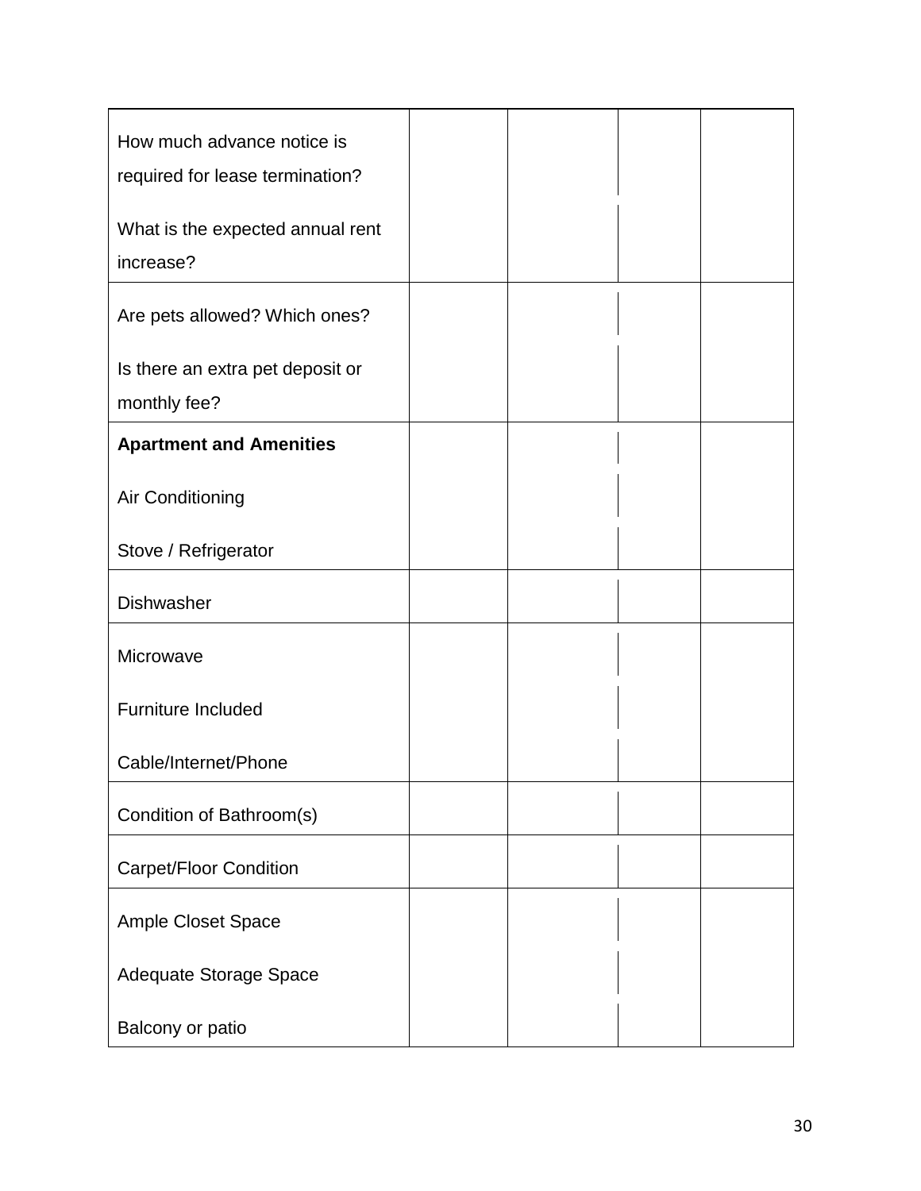| | | | | |
|---|---|---|---|---|
| How much advance notice is required for lease termination?<br><br>What is the expected annual rent increase? | | | | |
| Are pets allowed? Which ones?<br><br>Is there an extra pet deposit or monthly fee? | | | | |
| **Apartment and Amenities**<br><br>Air Conditioning<br><br>Stove / Refrigerator | | | | |
| Dishwasher | | | | |
| Microwave<br><br>Furniture Included<br><br>Cable/Internet/Phone | | | | |
| Condition of Bathroom(s) | | | | |
| Carpet/Floor Condition | | | | |
| Ample Closet Space<br><br>Adequate Storage Space<br><br>Balcony or patio | | | | |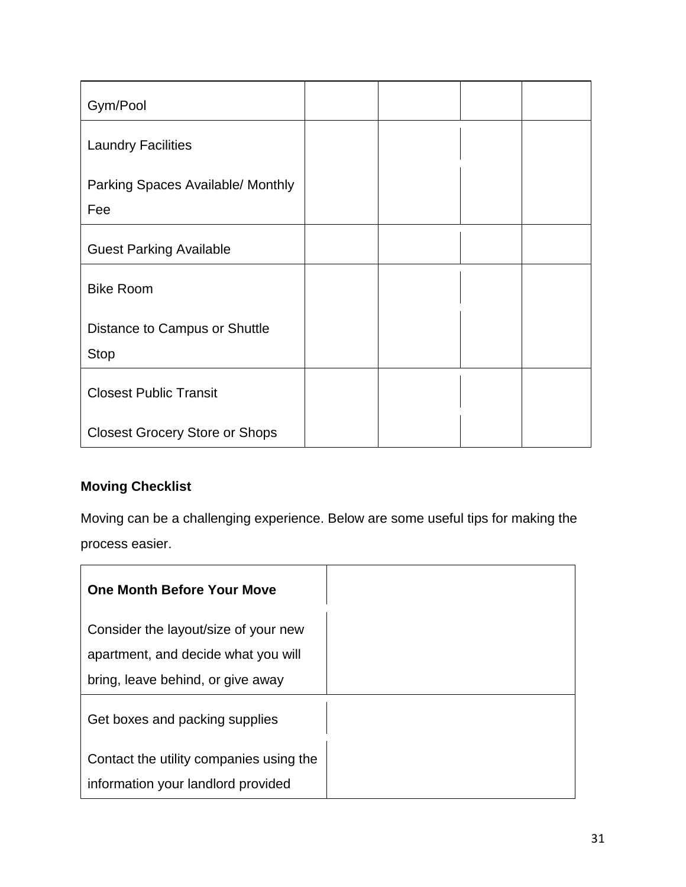| | | | | |
|---|---|---|---|---|
| Gym/Pool | | | | |
| Laundry Facilities | | | | |
| Parking Spaces Available/ Monthly Fee | | | | |
| Guest Parking Available | | | | |
| Bike Room | | | | |
| Distance to Campus or Shuttle Stop | | | | |
| Closest Public Transit | | | | |
| Closest Grocery Store or Shops | | | | |

**Moving Checklist**

Moving can be a challenging experience. Below are some useful tips for making the process easier.

| **One Month Before Your Move** | |
|---|---|
| Consider the layout/size of your new apartment, and decide what you will bring, leave behind, or give away | |
| Get boxes and packing supplies | |
| Contact the utility companies using the information your landlord provided | |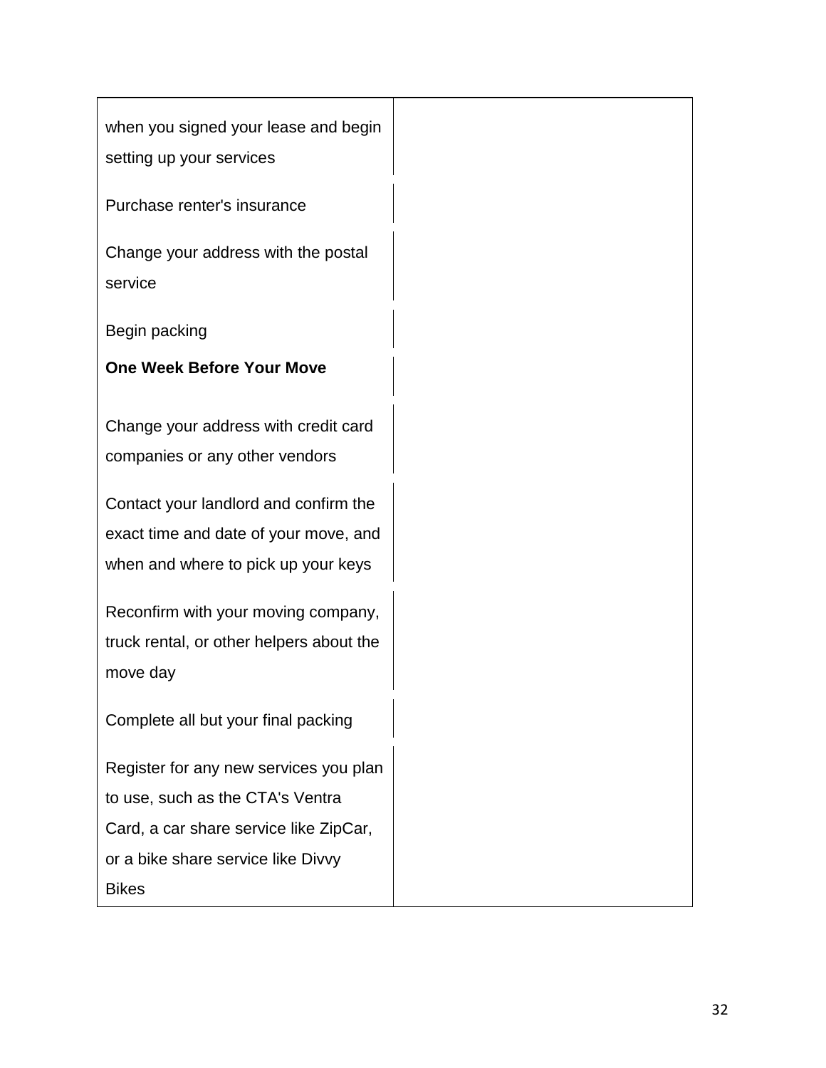| | |
|---|---|
| when you signed your lease and begin setting up your services | |
| Purchase renter's insurance | |
| Change your address with the postal service | |
| Begin packing | |
| **One Week Before Your Move** | |
| Change your address with credit card companies or any other vendors | |
| Contact your landlord and confirm the exact time and date of your move, and when and where to pick up your keys | |
| Reconfirm with your moving company, truck rental, or other helpers about the move day | |
| Complete all but your final packing | |
| Register for any new services you plan to use, such as the CTA's Ventra Card, a car share service like ZipCar, or a bike share service like Divvy Bikes | |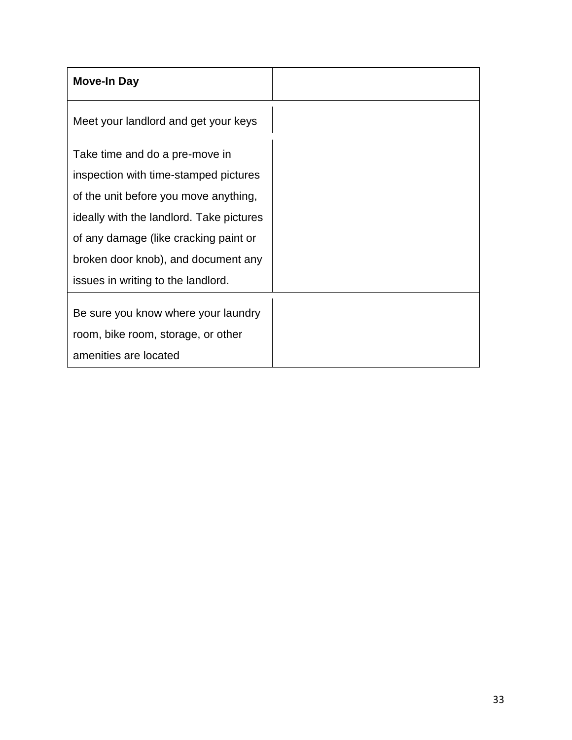| **Move-In Day** | |
|---|---|
| Meet your landlord and get your keys | |
| Take time and do a pre-move in inspection with time-stamped pictures of the unit before you move anything, ideally with the landlord. Take pictures of any damage (like cracking paint or broken door knob), and document any issues in writing to the landlord. | |
| Be sure you know where your laundry room, bike room, storage, or other amenities are located | |